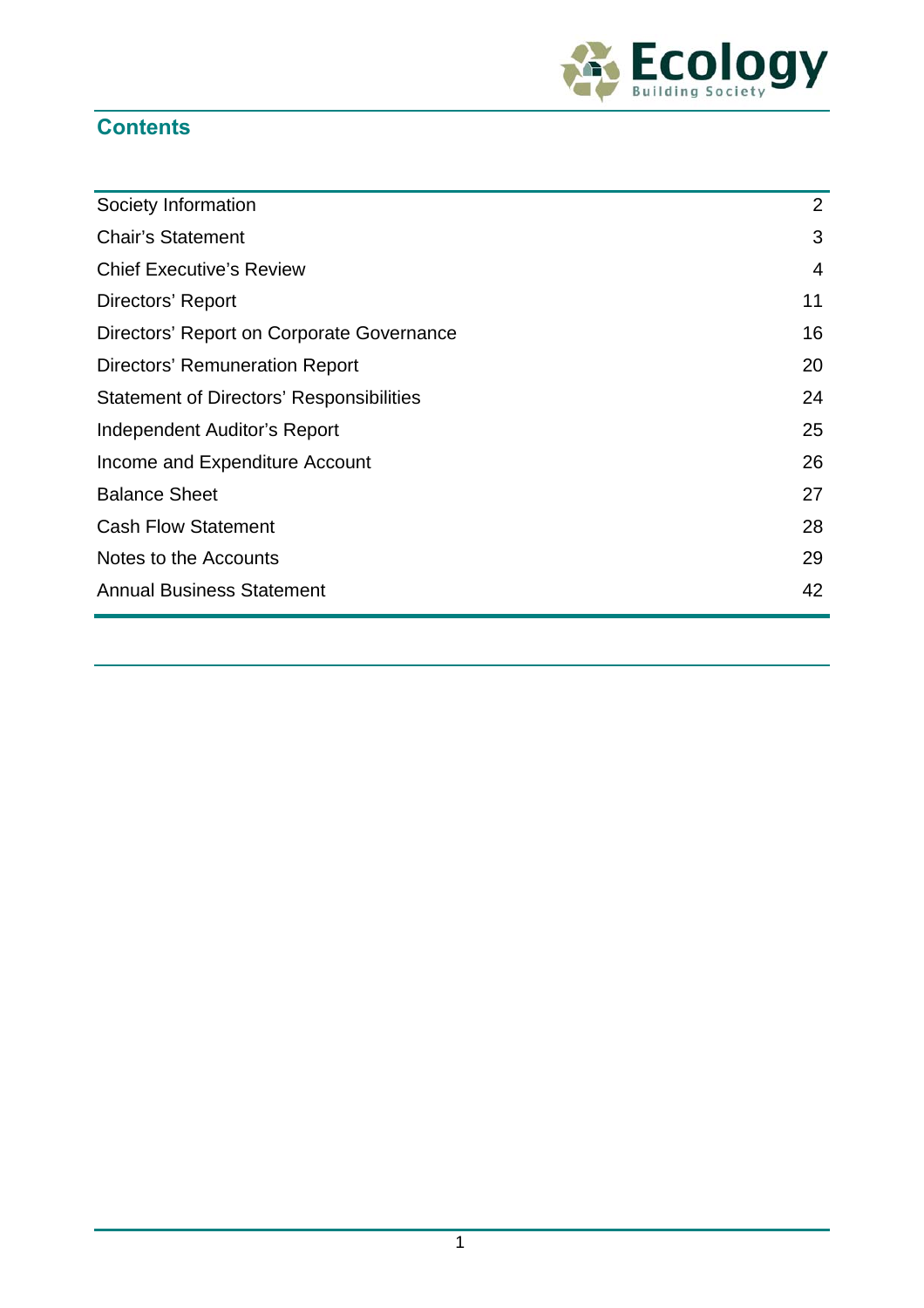## Contents

| | |
|---|---|
| Society Information | 2 |
| Chair's Statement | 3 |
| Chief Executive's Review | 4 |
| Directors' Report | 11 |
| Directors' Report on Corporate Governance | 16 |
| Directors' Remuneration Report | 20 |
| Statement of Directors' Responsibilities | 24 |
| Independent Auditor's Report | 25 |
| Income and Expenditure Account | 26 |
| Balance Sheet | 27 |
| Cash Flow Statement | 28 |
| Notes to the Accounts | 29 |
| Annual Business Statement | 42 |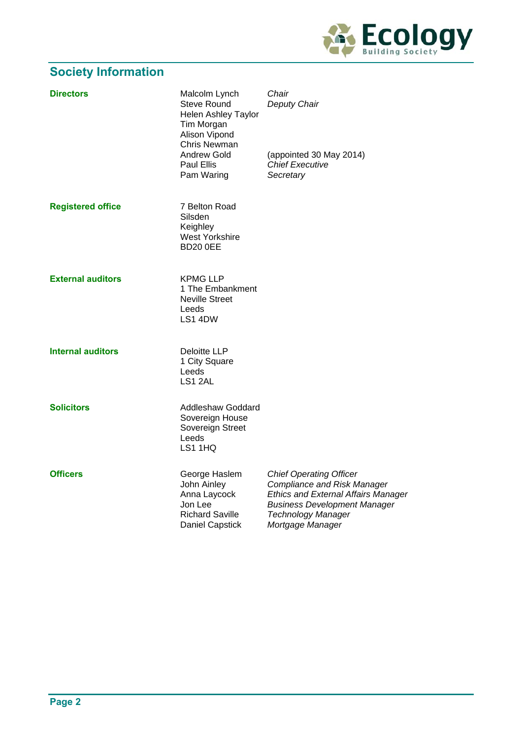## Society Information

| | | |
|---|---|---|
| **Directors** | Malcolm Lynch | *Chair* |
| | Steve Round | *Deputy Chair* |
| | Helen Ashley Taylor | |
| | Tim Morgan | |
| | Alison Vipond | |
| | Chris Newman | |
| | Andrew Gold | (appointed 30 May 2014) |
| | Paul Ellis | *Chief Executive* |
| | Pam Waring | *Secretary* |

**Registered office**

7 Belton Road
Silsden
Keighley
West Yorkshire
BD20 0EE

**External auditors**

KPMG LLP
1 The Embankment
Neville Street
Leeds
LS1 4DW

**Internal auditors**

Deloitte LLP
1 City Square
Leeds
LS1 2AL

**Solicitors**

Addleshaw Goddard
Sovereign House
Sovereign Street
Leeds
LS1 1HQ

| | | |
|---|---|---|
| **Officers** | George Haslem | *Chief Operating Officer* |
| | John Ainley | *Compliance and Risk Manager* |
| | Anna Laycock | *Ethics and External Affairs Manager* |
| | Jon Lee | *Business Development Manager* |
| | Richard Saville | *Technology Manager* |
| | Daniel Capstick | *Mortgage Manager* |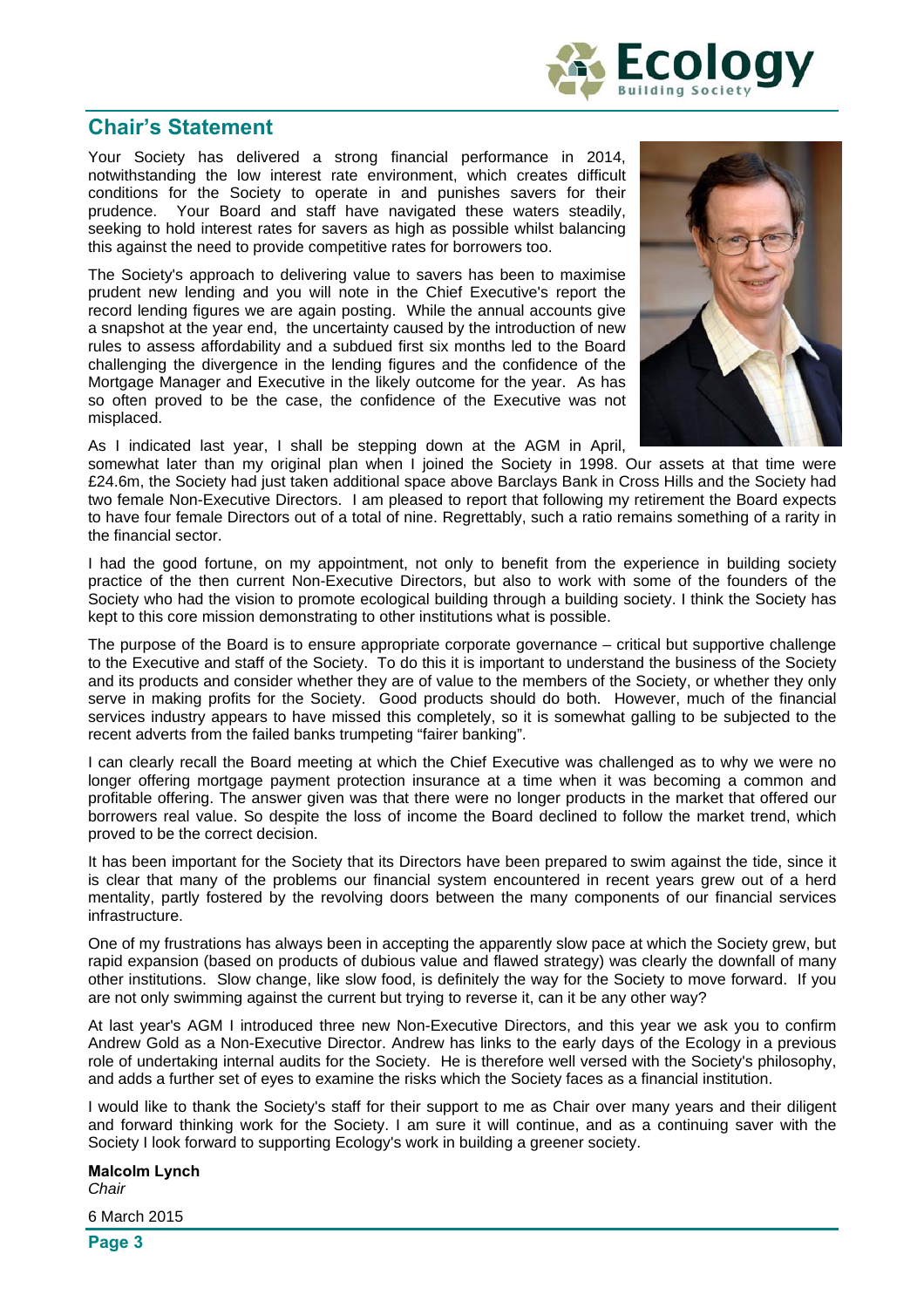## Chair's Statement

Your Society has delivered a strong financial performance in 2014, notwithstanding the low interest rate environment, which creates difficult conditions for the Society to operate in and punishes savers for their prudence. Your Board and staff have navigated these waters steadily, seeking to hold interest rates for savers as high as possible whilst balancing this against the need to provide competitive rates for borrowers too.

The Society's approach to delivering value to savers has been to maximise prudent new lending and you will note in the Chief Executive's report the record lending figures we are again posting. While the annual accounts give a snapshot at the year end, the uncertainty caused by the introduction of new rules to assess affordability and a subdued first six months led to the Board challenging the divergence in the lending figures and the confidence of the Mortgage Manager and Executive in the likely outcome for the year. As has so often proved to be the case, the confidence of the Executive was not misplaced.

As I indicated last year, I shall be stepping down at the AGM in April, somewhat later than my original plan when I joined the Society in 1998. Our assets at that time were £24.6m, the Society had just taken additional space above Barclays Bank in Cross Hills and the Society had two female Non-Executive Directors. I am pleased to report that following my retirement the Board expects to have four female Directors out of a total of nine. Regrettably, such a ratio remains something of a rarity in the financial sector.

I had the good fortune, on my appointment, not only to benefit from the experience in building society practice of the then current Non-Executive Directors, but also to work with some of the founders of the Society who had the vision to promote ecological building through a building society. I think the Society has kept to this core mission demonstrating to other institutions what is possible.

The purpose of the Board is to ensure appropriate corporate governance – critical but supportive challenge to the Executive and staff of the Society. To do this it is important to understand the business of the Society and its products and consider whether they are of value to the members of the Society, or whether they only serve in making profits for the Society. Good products should do both. However, much of the financial services industry appears to have missed this completely, so it is somewhat galling to be subjected to the recent adverts from the failed banks trumpeting "fairer banking".

I can clearly recall the Board meeting at which the Chief Executive was challenged as to why we were no longer offering mortgage payment protection insurance at a time when it was becoming a common and profitable offering. The answer given was that there were no longer products in the market that offered our borrowers real value. So despite the loss of income the Board declined to follow the market trend, which proved to be the correct decision.

It has been important for the Society that its Directors have been prepared to swim against the tide, since it is clear that many of the problems our financial system encountered in recent years grew out of a herd mentality, partly fostered by the revolving doors between the many components of our financial services infrastructure.

One of my frustrations has always been in accepting the apparently slow pace at which the Society grew, but rapid expansion (based on products of dubious value and flawed strategy) was clearly the downfall of many other institutions. Slow change, like slow food, is definitely the way for the Society to move forward. If you are not only swimming against the current but trying to reverse it, can it be any other way?

At last year's AGM I introduced three new Non-Executive Directors, and this year we ask you to confirm Andrew Gold as a Non-Executive Director. Andrew has links to the early days of the Ecology in a previous role of undertaking internal audits for the Society. He is therefore well versed with the Society's philosophy, and adds a further set of eyes to examine the risks which the Society faces as a financial institution.

I would like to thank the Society's staff for their support to me as Chair over many years and their diligent and forward thinking work for the Society. I am sure it will continue, and as a continuing saver with the Society I look forward to supporting Ecology's work in building a greener society.

**Malcolm Lynch**
*Chair*

6 March 2015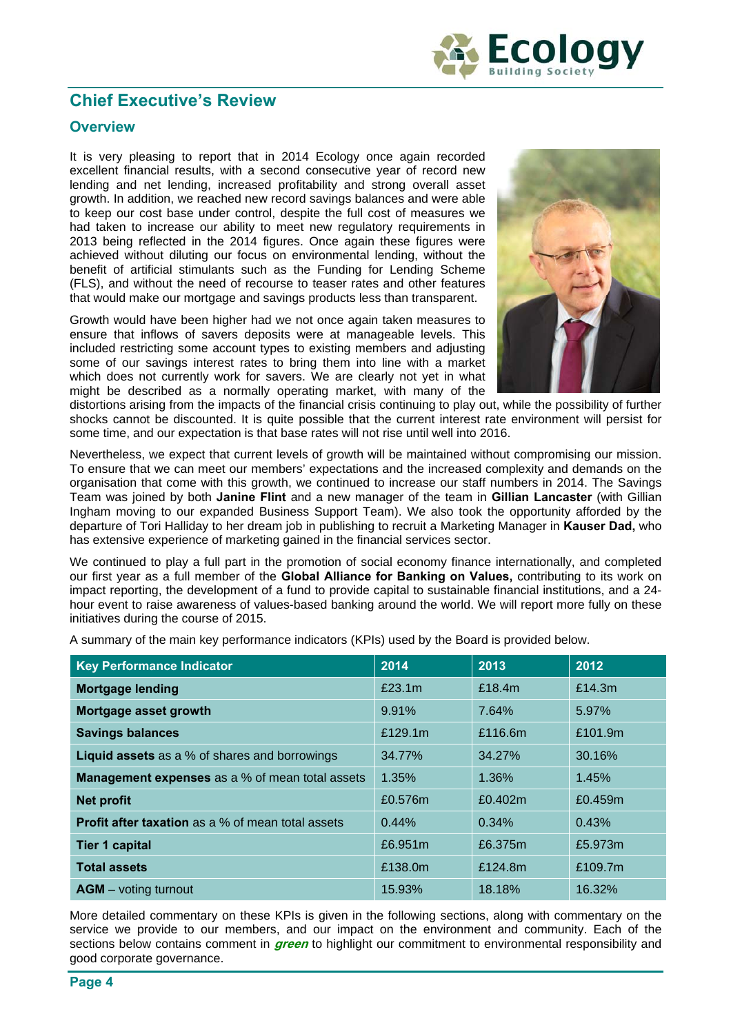## Chief Executive's Review

### Overview

It is very pleasing to report that in 2014 Ecology once again recorded excellent financial results, with a second consecutive year of record new lending and net lending, increased profitability and strong overall asset growth. In addition, we reached new record savings balances and were able to keep our cost base under control, despite the full cost of measures we had taken to increase our ability to meet new regulatory requirements in 2013 being reflected in the 2014 figures. Once again these figures were achieved without diluting our focus on environmental lending, without the benefit of artificial stimulants such as the Funding for Lending Scheme (FLS), and without the need of recourse to teaser rates and other features that would make our mortgage and savings products less than transparent.

Growth would have been higher had we not once again taken measures to ensure that inflows of savers deposits were at manageable levels. This included restricting some account types to existing members and adjusting some of our savings interest rates to bring them into line with a market which does not currently work for savers. We are clearly not yet in what might be described as a normally operating market, with many of the distortions arising from the impacts of the financial crisis continuing to play out, while the possibility of further shocks cannot be discounted. It is quite possible that the current interest rate environment will persist for some time, and our expectation is that base rates will not rise until well into 2016.

Nevertheless, we expect that current levels of growth will be maintained without compromising our mission. To ensure that we can meet our members' expectations and the increased complexity and demands on the organisation that come with this growth, we continued to increase our staff numbers in 2014. The Savings Team was joined by both **Janine Flint** and a new manager of the team in **Gillian Lancaster** (with Gillian Ingham moving to our expanded Business Support Team). We also took the opportunity afforded by the departure of Tori Halliday to her dream job in publishing to recruit a Marketing Manager in **Kauser Dad,** who has extensive experience of marketing gained in the financial services sector.

We continued to play a full part in the promotion of social economy finance internationally, and completed our first year as a full member of the **Global Alliance for Banking on Values,** contributing to its work on impact reporting, the development of a fund to provide capital to sustainable financial institutions, and a 24-hour event to raise awareness of values-based banking around the world. We will report more fully on these initiatives during the course of 2015.

A summary of the main key performance indicators (KPIs) used by the Board is provided below.

| Key Performance Indicator | 2014 | 2013 | 2012 |
|---|---|---|---|
| **Mortgage lending** | £23.1m | £18.4m | £14.3m |
| **Mortgage asset growth** | 9.91% | 7.64% | 5.97% |
| **Savings balances** | £129.1m | £116.6m | £101.9m |
| **Liquid assets** as a % of shares and borrowings | 34.77% | 34.27% | 30.16% |
| **Management expenses** as a % of mean total assets | 1.35% | 1.36% | 1.45% |
| **Net profit** | £0.576m | £0.402m | £0.459m |
| **Profit after taxation** as a % of mean total assets | 0.44% | 0.34% | 0.43% |
| **Tier 1 capital** | £6.951m | £6.375m | £5.973m |
| **Total assets** | £138.0m | £124.8m | £109.7m |
| **AGM** – voting turnout | 15.93% | 18.18% | 16.32% |

More detailed commentary on these KPIs is given in the following sections, along with commentary on the service we provide to our members, and our impact on the environment and community. Each of the sections below contains comment in ***green*** to highlight our commitment to environmental responsibility and good corporate governance.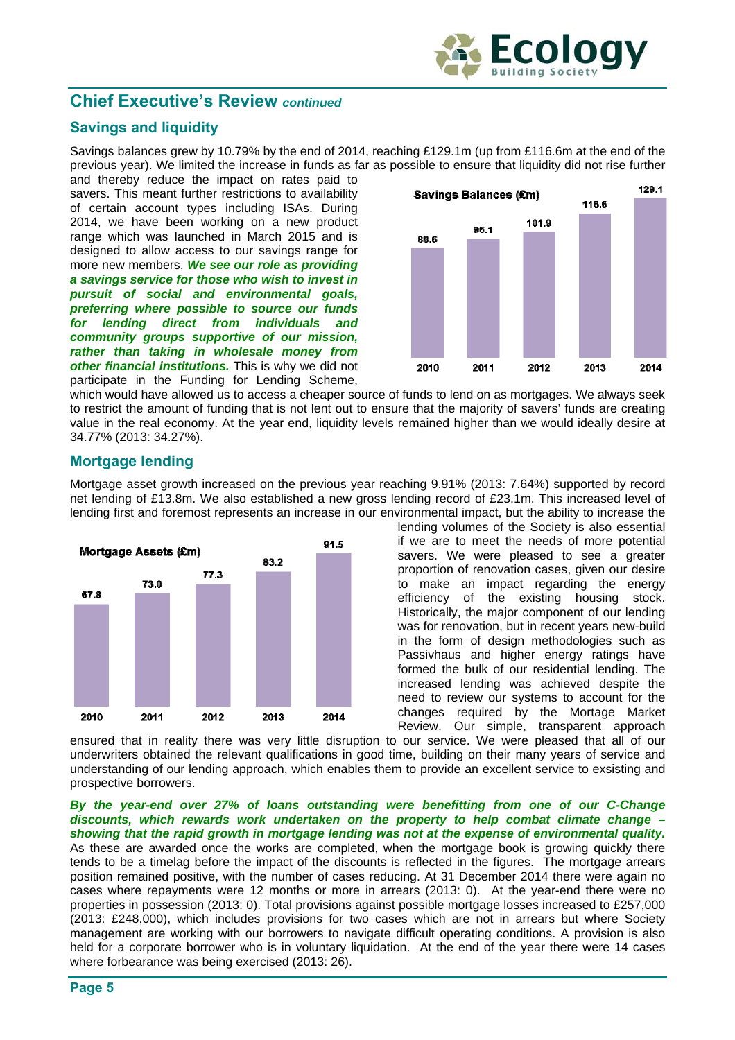## Chief Executive's Review *continued*

### Savings and liquidity

Savings balances grew by 10.79% by the end of 2014, reaching £129.1m (up from £116.6m at the end of the previous year). We limited the increase in funds as far as possible to ensure that liquidity did not rise further and thereby reduce the impact on rates paid to savers. This meant further restrictions to availability of certain account types including ISAs. During 2014, we have been working on a new product range which was launched in March 2015 and is designed to allow access to our savings range for more new members. ***We see our role as providing a savings service for those who wish to invest in pursuit of social and environmental goals, preferring where possible to source our funds for lending direct from individuals and community groups supportive of our mission, rather than taking in wholesale money from other financial institutions.*** This is why we did not participate in the Funding for Lending Scheme, which would have allowed us to access a cheaper source of funds to lend on as mortgages. We always seek to restrict the amount of funding that is not lent out to ensure that the majority of savers' funds are creating value in the real economy. At the year end, liquidity levels remained higher than we would ideally desire at 34.77% (2013: 34.27%).

**Savings Balances (£m)**

| 2010 | 2011 | 2012 | 2013 | 2014 |
|---|---|---|---|---|
| 88.6 | 96.1 | 101.9 | 116.6 | 129.1 |

### Mortgage lending

Mortgage asset growth increased on the previous year reaching 9.91% (2013: 7.64%) supported by record net lending of £13.8m. We also established a new gross lending record of £23.1m. This increased level of lending first and foremost represents an increase in our environmental impact, but the ability to increase the lending volumes of the Society is also essential if we are to meet the needs of more potential savers. We were pleased to see a greater proportion of renovation cases, given our desire to make an impact regarding the energy efficiency of the existing housing stock. Historically, the major component of our lending was for renovation, but in recent years new-build in the form of design methodologies such as Passivhaus and higher energy ratings have formed the bulk of our residential lending. The increased lending was achieved despite the need to review our systems to account for the changes required by the Mortage Market Review. Our simple, transparent approach ensured that in reality there was very little disruption to our service. We were pleased that all of our underwriters obtained the relevant qualifications in good time, building on their many years of service and understanding of our lending approach, which enables them to provide an excellent service to exsisting and prospective borrowers.

**Mortgage Assets (£m)**

| 2010 | 2011 | 2012 | 2013 | 2014 |
|---|---|---|---|---|
| 67.8 | 73.0 | 77.3 | 83.2 | 91.5 |

***By the year-end over 27% of loans outstanding were benefitting from one of our C-Change discounts, which rewards work undertaken on the property to help combat climate change – showing that the rapid growth in mortgage lending was not at the expense of environmental quality.*** As these are awarded once the works are completed, when the mortgage book is growing quickly there tends to be a timelag before the impact of the discounts is reflected in the figures. The mortgage arrears position remained positive, with the number of cases reducing. At 31 December 2014 there were again no cases where repayments were 12 months or more in arrears (2013: 0). At the year-end there were no properties in possession (2013: 0). Total provisions against possible mortgage losses increased to £257,000 (2013: £248,000), which includes provisions for two cases which are not in arrears but where Society management are working with our borrowers to navigate difficult operating conditions. A provision is also held for a corporate borrower who is in voluntary liquidation. At the end of the year there were 14 cases where forbearance was being exercised (2013: 26).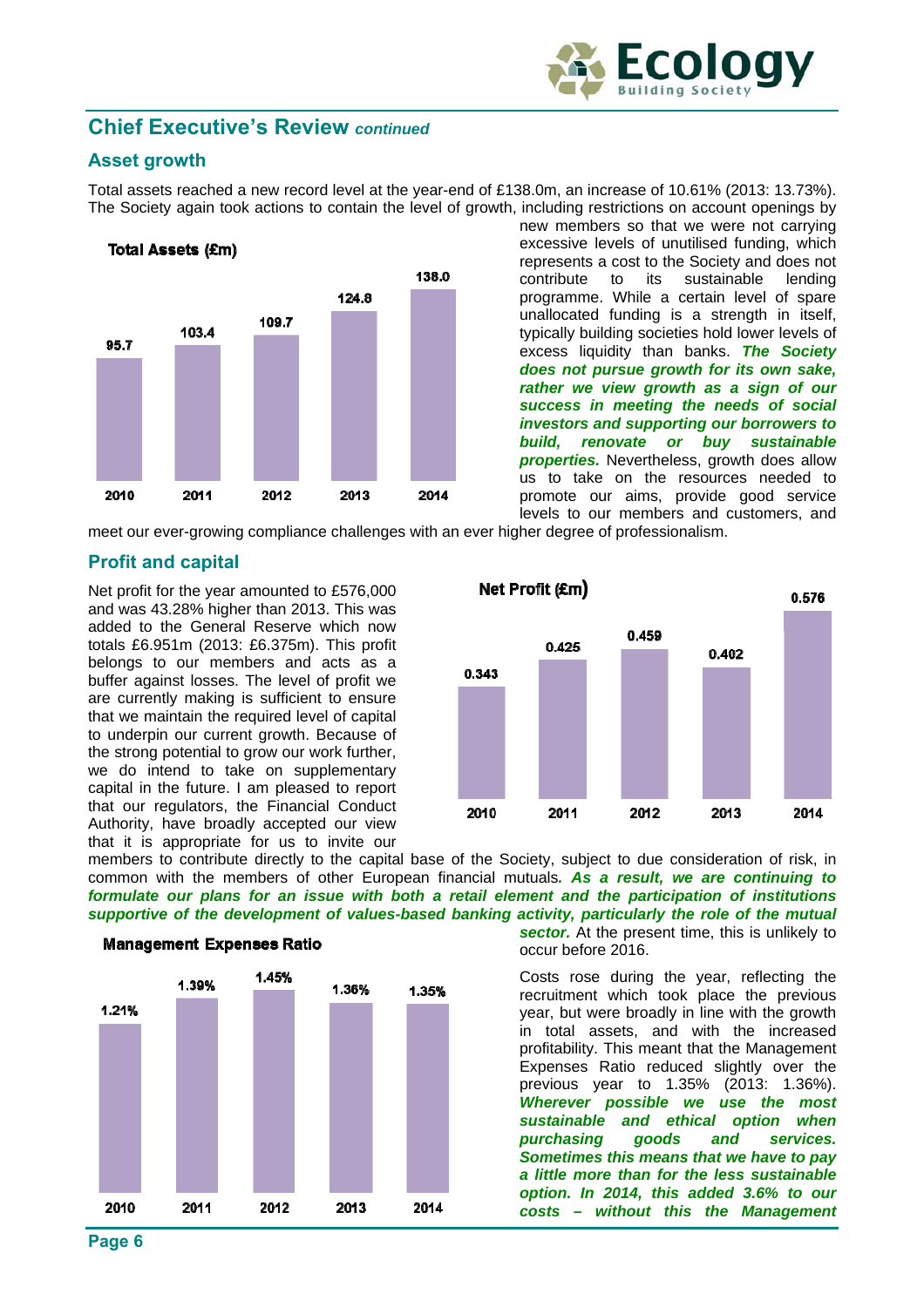## Chief Executive's Review *continued*

### Asset growth

Total assets reached a new record level at the year-end of £138.0m, an increase of 10.61% (2013: 13.73%). The Society again took actions to contain the level of growth, including restrictions on account openings by new members so that we were not carrying excessive levels of unutilised funding, which represents a cost to the Society and does not contribute to its sustainable lending programme. While a certain level of spare unallocated funding is a strength in itself, typically building societies hold lower levels of excess liquidity than banks. ***The Society does not pursue growth for its own sake, rather we view growth as a sign of our success in meeting the needs of social investors and supporting our borrowers to build, renovate or buy sustainable properties.*** Nevertheless, growth does allow us to take on the resources needed to promote our aims, provide good service levels to our members and customers, and meet our ever-growing compliance challenges with an ever higher degree of professionalism.

**Total Assets (£m)**

| 2010 | 2011 | 2012 | 2013 | 2014 |
|---|---|---|---|---|
| 95.7 | 103.4 | 109.7 | 124.8 | 138.0 |

### Profit and capital

Net profit for the year amounted to £576,000 and was 43.28% higher than 2013. This was added to the General Reserve which now totals £6.951m (2013: £6.375m). This profit belongs to our members and acts as a buffer against losses. The level of profit we are currently making is sufficient to ensure that we maintain the required level of capital to underpin our current growth. Because of the strong potential to grow our work further, we do intend to take on supplementary capital in the future. I am pleased to report that our regulators, the Financial Conduct Authority, have broadly accepted our view that it is appropriate for us to invite our members to contribute directly to the capital base of the Society, subject to due consideration of risk, in common with the members of other European financial mutuals. ***As a result, we are continuing to formulate our plans for an issue with both a retail element and the participation of institutions supportive of the development of values-based banking activity, particularly the role of the mutual sector.*** At the present time, this is unlikely to occur before 2016.

**Net Profit (£m)**

| 2010 | 2011 | 2012 | 2013 | 2014 |
|---|---|---|---|---|
| 0.343 | 0.425 | 0.459 | 0.402 | 0.576 |

Costs rose during the year, reflecting the recruitment which took place the previous year, but were broadly in line with the growth in total assets, and with the increased profitability. This meant that the Management Expenses Ratio reduced slightly over the previous year to 1.35% (2013: 1.36%). ***Wherever possible we use the most sustainable and ethical option when purchasing goods and services. Sometimes this means that we have to pay a little more than for the less sustainable option. In 2014, this added 3.6% to our costs – without this the Management***

**Management Expenses Ratio**

| 2010 | 2011 | 2012 | 2013 | 2014 |
|---|---|---|---|---|
| 1.21% | 1.39% | 1.45% | 1.36% | 1.35% |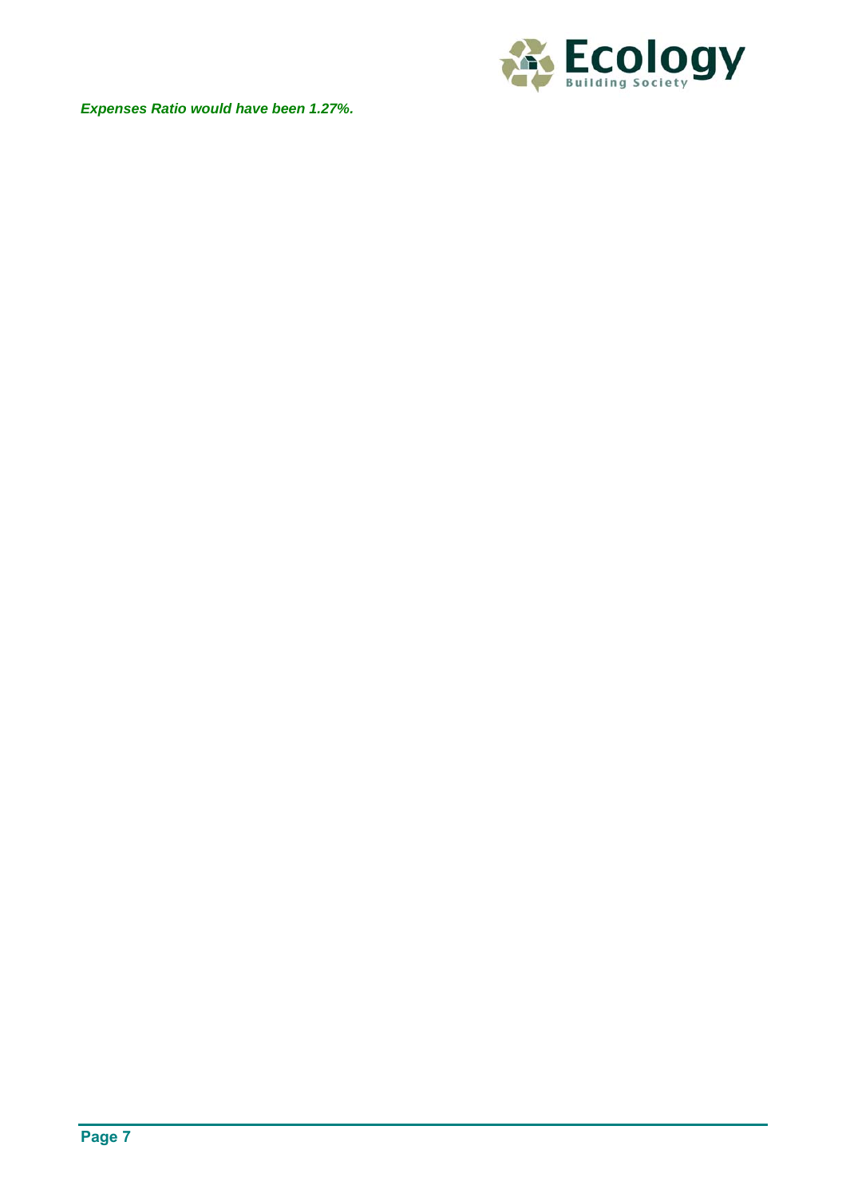***Expenses Ratio would have been 1.27%.***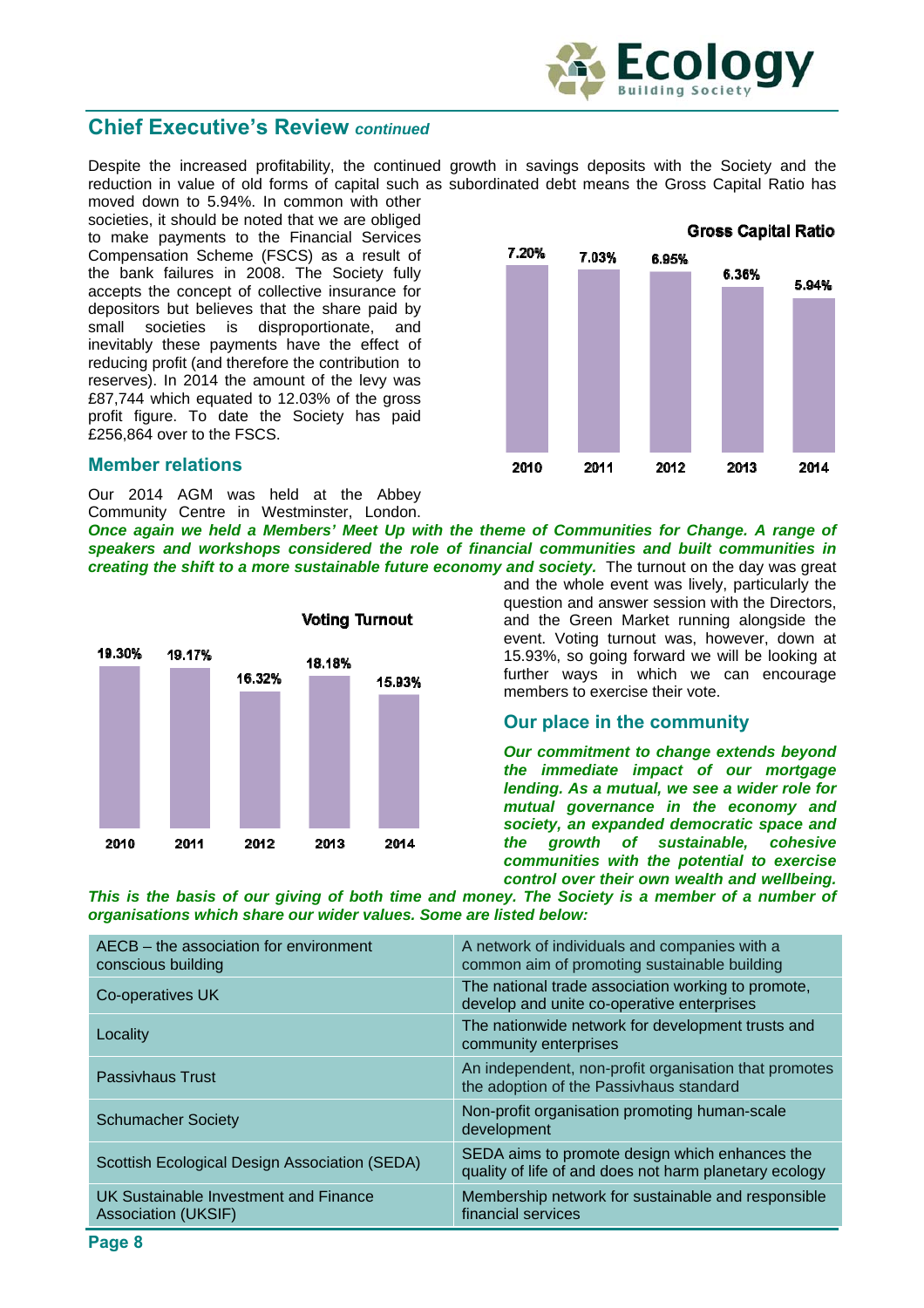## Chief Executive's Review *continued*

Despite the increased profitability, the continued growth in savings deposits with the Society and the reduction in value of old forms of capital such as subordinated debt means the Gross Capital Ratio has moved down to 5.94%. In common with other societies, it should be noted that we are obliged to make payments to the Financial Services Compensation Scheme (FSCS) as a result of the bank failures in 2008. The Society fully accepts the concept of collective insurance for depositors but believes that the share paid by small societies is disproportionate, and inevitably these payments have the effect of reducing profit (and therefore the contribution to reserves). In 2014 the amount of the levy was £87,744 which equated to 12.03% of the gross profit figure. To date the Society has paid £256,864 over to the FSCS.

**Gross Capital Ratio**

| 2010 | 2011 | 2012 | 2013 | 2014 |
|---|---|---|---|---|
| 7.20% | 7.03% | 6.95% | 6.36% | 5.94% |

### Member relations

Our 2014 AGM was held at the Abbey Community Centre in Westminster, London. ***Once again we held a Members' Meet Up with the theme of Communities for Change. A range of speakers and workshops considered the role of financial communities and built communities in creating the shift to a more sustainable future economy and society.*** The turnout on the day was great and the whole event was lively, particularly the question and answer session with the Directors, and the Green Market running alongside the event. Voting turnout was, however, down at 15.93%, so going forward we will be looking at further ways in which we can encourage members to exercise their vote.

**Voting Turnout**

| 2010 | 2011 | 2012 | 2013 | 2014 |
|---|---|---|---|---|
| 19.30% | 19.17% | 16.32% | 18.18% | 15.93% |

### Our place in the community

***Our commitment to change extends beyond the immediate impact of our mortgage lending. As a mutual, we see a wider role for mutual governance in the economy and society, an expanded democratic space and the growth of sustainable, cohesive communities with the potential to exercise control over their own wealth and wellbeing. This is the basis of our giving of both time and money. The Society is a member of a number of organisations which share our wider values. Some are listed below:***

| Organisation | Description |
|---|---|
| AECB – the association for environment conscious building | A network of individuals and companies with a common aim of promoting sustainable building |
| Co-operatives UK | The national trade association working to promote, develop and unite co-operative enterprises |
| Locality | The nationwide network for development trusts and community enterprises |
| Passivhaus Trust | An independent, non-profit organisation that promotes the adoption of the Passivhaus standard |
| Schumacher Society | Non-profit organisation promoting human-scale development |
| Scottish Ecological Design Association (SEDA) | SEDA aims to promote design which enhances the quality of life of and does not harm planetary ecology |
| UK Sustainable Investment and Finance Association (UKSIF) | Membership network for sustainable and responsible financial services |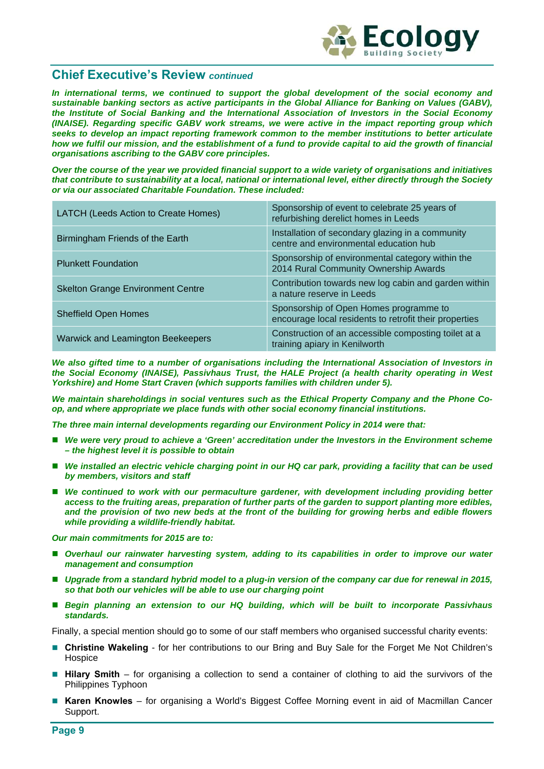## Chief Executive's Review *continued*

***In international terms, we continued to support the global development of the social economy and sustainable banking sectors as active participants in the Global Alliance for Banking on Values (GABV), the Institute of Social Banking and the International Association of Investors in the Social Economy (INAISE). Regarding specific GABV work streams, we were active in the impact reporting group which seeks to develop an impact reporting framework common to the member institutions to better articulate how we fulfil our mission, and the establishment of a fund to provide capital to aid the growth of financial organisations ascribing to the GABV core principles.***

***Over the course of the year we provided financial support to a wide variety of organisations and initiatives that contribute to sustainability at a local, national or international level, either directly through the Society or via our associated Charitable Foundation. These included:***

| | |
|---|---|
| LATCH (Leeds Action to Create Homes) | Sponsorship of event to celebrate 25 years of refurbishing derelict homes in Leeds |
| Birmingham Friends of the Earth | Installation of secondary glazing in a community centre and environmental education hub |
| Plunkett Foundation | Sponsorship of environmental category within the 2014 Rural Community Ownership Awards |
| Skelton Grange Environment Centre | Contribution towards new log cabin and garden within a nature reserve in Leeds |
| Sheffield Open Homes | Sponsorship of Open Homes programme to encourage local residents to retrofit their properties |
| Warwick and Leamington Beekeepers | Construction of an accessible composting toilet at a training apiary in Kenilworth |

***We also gifted time to a number of organisations including the International Association of Investors in the Social Economy (INAISE), Passivhaus Trust, the HALE Project (a health charity operating in West Yorkshire) and Home Start Craven (which supports families with children under 5).***

***We maintain shareholdings in social ventures such as the Ethical Property Company and the Phone Co-op, and where appropriate we place funds with other social economy financial institutions.***

***The three main internal developments regarding our Environment Policy in 2014 were that:***

- ***We were very proud to achieve a 'Green' accreditation under the Investors in the Environment scheme – the highest level it is possible to obtain***
- ***We installed an electric vehicle charging point in our HQ car park, providing a facility that can be used by members, visitors and staff***
- ***We continued to work with our permaculture gardener, with development including providing better access to the fruiting areas, preparation of further parts of the garden to support planting more edibles, and the provision of two new beds at the front of the building for growing herbs and edible flowers while providing a wildlife-friendly habitat.***

***Our main commitments for 2015 are to:***

- ***Overhaul our rainwater harvesting system, adding to its capabilities in order to improve our water management and consumption***
- ***Upgrade from a standard hybrid model to a plug-in version of the company car due for renewal in 2015, so that both our vehicles will be able to use our charging point***
- ***Begin planning an extension to our HQ building, which will be built to incorporate Passivhaus standards.***

Finally, a special mention should go to some of our staff members who organised successful charity events:

- **Christine Wakeling** - for her contributions to our Bring and Buy Sale for the Forget Me Not Children's Hospice
- **Hilary Smith** – for organising a collection to send a container of clothing to aid the survivors of the Philippines Typhoon
- **Karen Knowles** – for organising a World's Biggest Coffee Morning event in aid of Macmillan Cancer Support.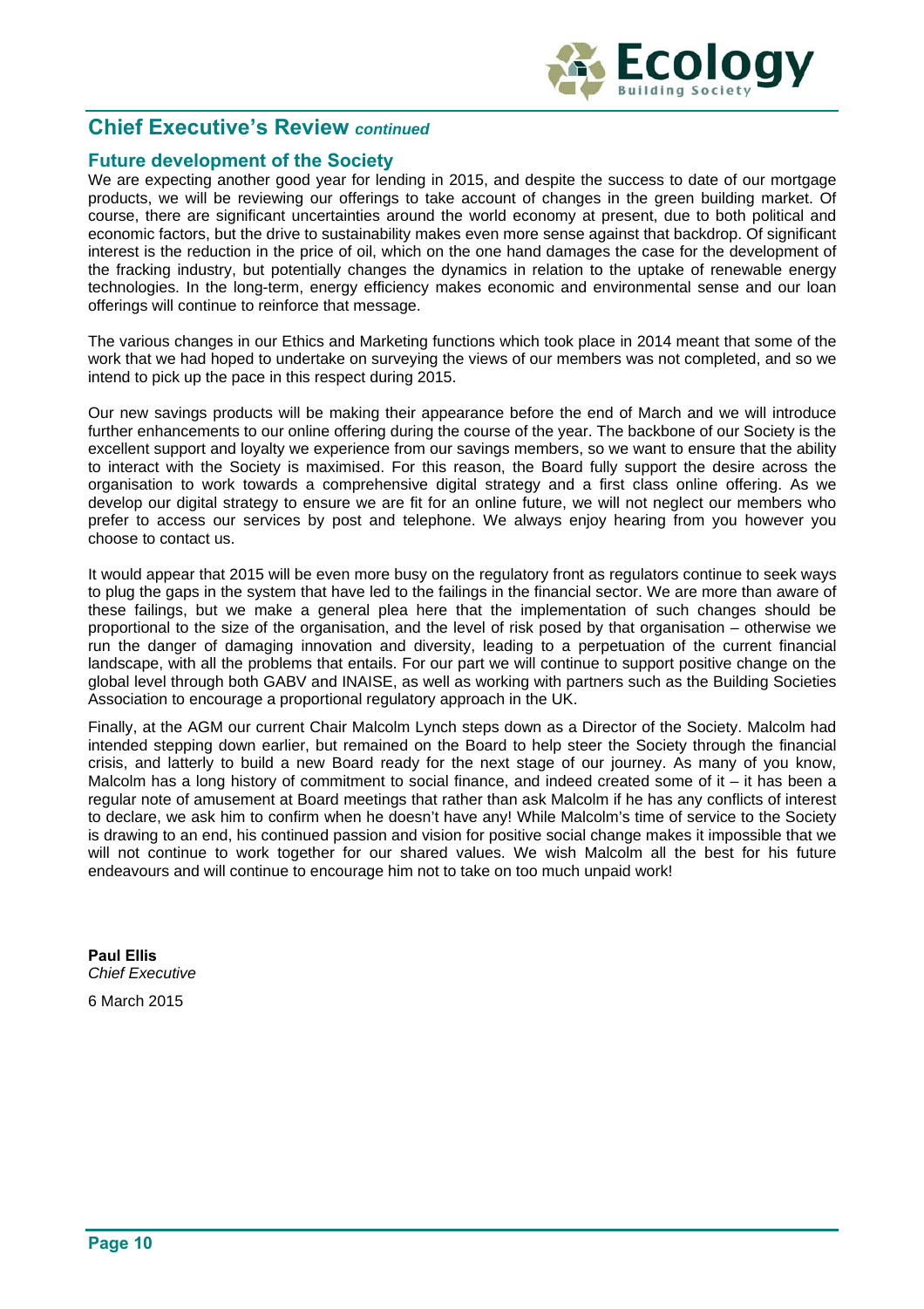## Chief Executive's Review *continued*

### Future development of the Society

We are expecting another good year for lending in 2015, and despite the success to date of our mortgage products, we will be reviewing our offerings to take account of changes in the green building market. Of course, there are significant uncertainties around the world economy at present, due to both political and economic factors, but the drive to sustainability makes even more sense against that backdrop. Of significant interest is the reduction in the price of oil, which on the one hand damages the case for the development of the fracking industry, but potentially changes the dynamics in relation to the uptake of renewable energy technologies. In the long-term, energy efficiency makes economic and environmental sense and our loan offerings will continue to reinforce that message.

The various changes in our Ethics and Marketing functions which took place in 2014 meant that some of the work that we had hoped to undertake on surveying the views of our members was not completed, and so we intend to pick up the pace in this respect during 2015.

Our new savings products will be making their appearance before the end of March and we will introduce further enhancements to our online offering during the course of the year. The backbone of our Society is the excellent support and loyalty we experience from our savings members, so we want to ensure that the ability to interact with the Society is maximised. For this reason, the Board fully support the desire across the organisation to work towards a comprehensive digital strategy and a first class online offering. As we develop our digital strategy to ensure we are fit for an online future, we will not neglect our members who prefer to access our services by post and telephone. We always enjoy hearing from you however you choose to contact us.

It would appear that 2015 will be even more busy on the regulatory front as regulators continue to seek ways to plug the gaps in the system that have led to the failings in the financial sector. We are more than aware of these failings, but we make a general plea here that the implementation of such changes should be proportional to the size of the organisation, and the level of risk posed by that organisation – otherwise we run the danger of damaging innovation and diversity, leading to a perpetuation of the current financial landscape, with all the problems that entails. For our part we will continue to support positive change on the global level through both GABV and INAISE, as well as working with partners such as the Building Societies Association to encourage a proportional regulatory approach in the UK.

Finally, at the AGM our current Chair Malcolm Lynch steps down as a Director of the Society. Malcolm had intended stepping down earlier, but remained on the Board to help steer the Society through the financial crisis, and latterly to build a new Board ready for the next stage of our journey. As many of you know, Malcolm has a long history of commitment to social finance, and indeed created some of it – it has been a regular note of amusement at Board meetings that rather than ask Malcolm if he has any conflicts of interest to declare, we ask him to confirm when he doesn't have any! While Malcolm's time of service to the Society is drawing to an end, his continued passion and vision for positive social change makes it impossible that we will not continue to work together for our shared values. We wish Malcolm all the best for his future endeavours and will continue to encourage him not to take on too much unpaid work!

**Paul Ellis**
*Chief Executive*

6 March 2015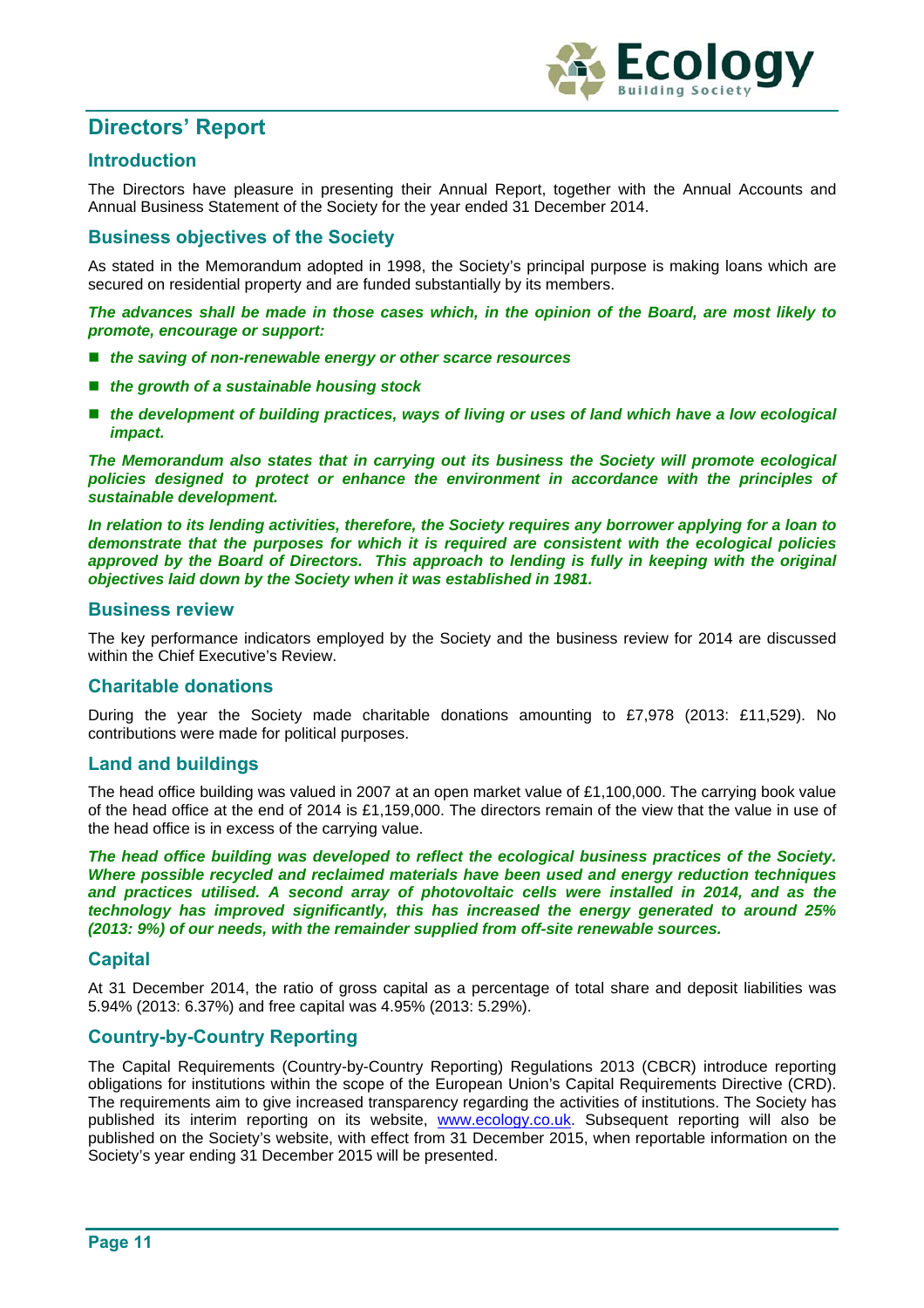# Directors' Report

## Introduction

The Directors have pleasure in presenting their Annual Report, together with the Annual Accounts and Annual Business Statement of the Society for the year ended 31 December 2014.

## Business objectives of the Society

As stated in the Memorandum adopted in 1998, the Society's principal purpose is making loans which are secured on residential property and are funded substantially by its members.

***The advances shall be made in those cases which, in the opinion of the Board, are most likely to promote, encourage or support:***

- ***the saving of non-renewable energy or other scarce resources***
- ***the growth of a sustainable housing stock***
- ***the development of building practices, ways of living or uses of land which have a low ecological impact.***

***The Memorandum also states that in carrying out its business the Society will promote ecological policies designed to protect or enhance the environment in accordance with the principles of sustainable development.***

***In relation to its lending activities, therefore, the Society requires any borrower applying for a loan to demonstrate that the purposes for which it is required are consistent with the ecological policies approved by the Board of Directors. This approach to lending is fully in keeping with the original objectives laid down by the Society when it was established in 1981.***

## Business review

The key performance indicators employed by the Society and the business review for 2014 are discussed within the Chief Executive's Review.

## Charitable donations

During the year the Society made charitable donations amounting to £7,978 (2013: £11,529). No contributions were made for political purposes.

## Land and buildings

The head office building was valued in 2007 at an open market value of £1,100,000. The carrying book value of the head office at the end of 2014 is £1,159,000. The directors remain of the view that the value in use of the head office is in excess of the carrying value.

***The head office building was developed to reflect the ecological business practices of the Society. Where possible recycled and reclaimed materials have been used and energy reduction techniques and practices utilised. A second array of photovoltaic cells were installed in 2014, and as the technology has improved significantly, this has increased the energy generated to around 25% (2013: 9%) of our needs, with the remainder supplied from off-site renewable sources.***

## Capital

At 31 December 2014, the ratio of gross capital as a percentage of total share and deposit liabilities was 5.94% (2013: 6.37%) and free capital was 4.95% (2013: 5.29%).

## Country-by-Country Reporting

The Capital Requirements (Country-by-Country Reporting) Regulations 2013 (CBCR) introduce reporting obligations for institutions within the scope of the European Union's Capital Requirements Directive (CRD). The requirements aim to give increased transparency regarding the activities of institutions. The Society has published its interim reporting on its website, www.ecology.co.uk. Subsequent reporting will also be published on the Society's website, with effect from 31 December 2015, when reportable information on the Society's year ending 31 December 2015 will be presented.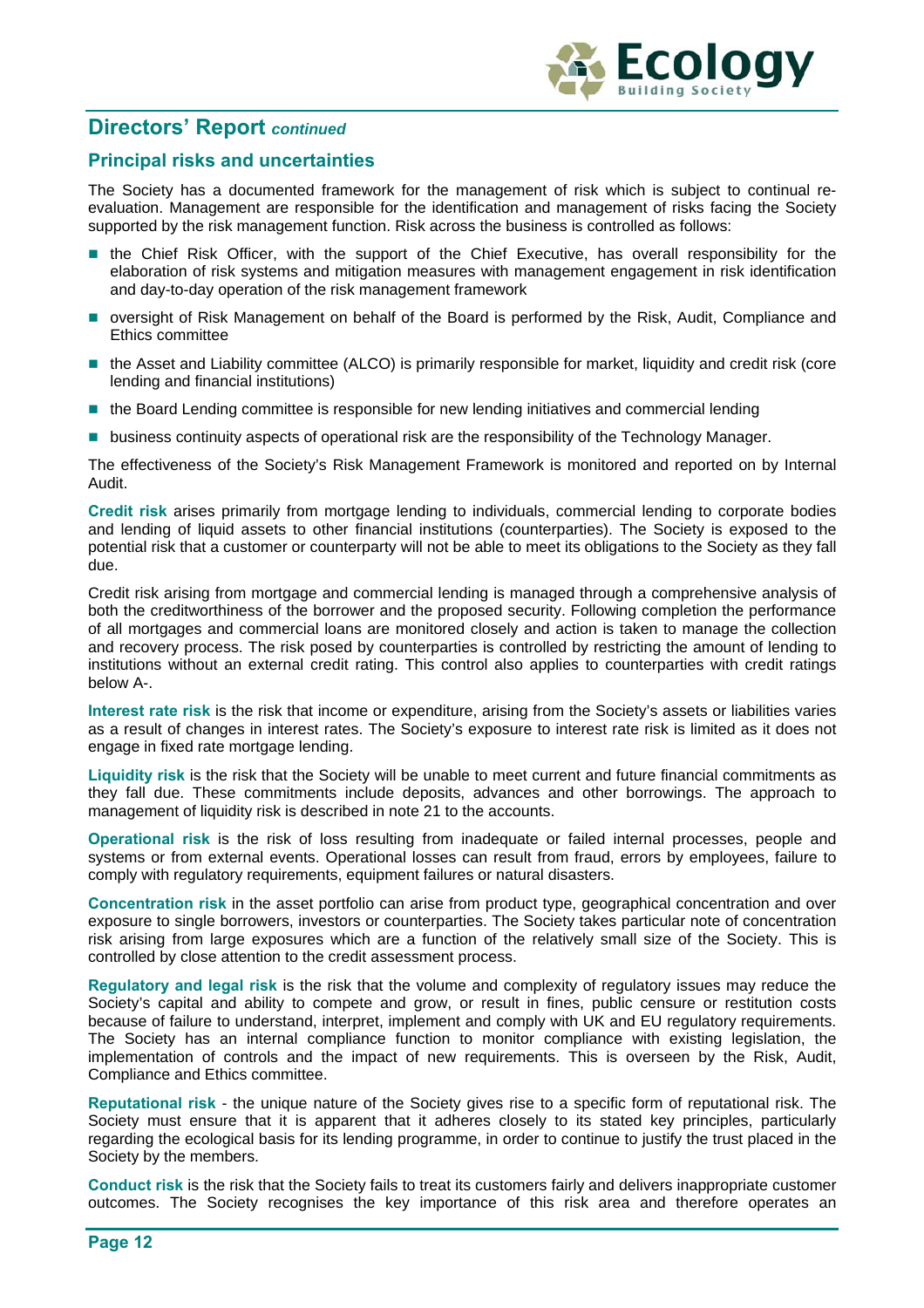## Directors' Report *continued*

### Principal risks and uncertainties

The Society has a documented framework for the management of risk which is subject to continual re-evaluation. Management are responsible for the identification and management of risks facing the Society supported by the risk management function. Risk across the business is controlled as follows:

- the Chief Risk Officer, with the support of the Chief Executive, has overall responsibility for the elaboration of risk systems and mitigation measures with management engagement in risk identification and day-to-day operation of the risk management framework
- oversight of Risk Management on behalf of the Board is performed by the Risk, Audit, Compliance and Ethics committee
- the Asset and Liability committee (ALCO) is primarily responsible for market, liquidity and credit risk (core lending and financial institutions)
- the Board Lending committee is responsible for new lending initiatives and commercial lending
- business continuity aspects of operational risk are the responsibility of the Technology Manager.

The effectiveness of the Society's Risk Management Framework is monitored and reported on by Internal Audit.

**Credit risk** arises primarily from mortgage lending to individuals, commercial lending to corporate bodies and lending of liquid assets to other financial institutions (counterparties). The Society is exposed to the potential risk that a customer or counterparty will not be able to meet its obligations to the Society as they fall due.

Credit risk arising from mortgage and commercial lending is managed through a comprehensive analysis of both the creditworthiness of the borrower and the proposed security. Following completion the performance of all mortgages and commercial loans are monitored closely and action is taken to manage the collection and recovery process. The risk posed by counterparties is controlled by restricting the amount of lending to institutions without an external credit rating. This control also applies to counterparties with credit ratings below A-.

**Interest rate risk** is the risk that income or expenditure, arising from the Society's assets or liabilities varies as a result of changes in interest rates. The Society's exposure to interest rate risk is limited as it does not engage in fixed rate mortgage lending.

**Liquidity risk** is the risk that the Society will be unable to meet current and future financial commitments as they fall due. These commitments include deposits, advances and other borrowings. The approach to management of liquidity risk is described in note 21 to the accounts.

**Operational risk** is the risk of loss resulting from inadequate or failed internal processes, people and systems or from external events. Operational losses can result from fraud, errors by employees, failure to comply with regulatory requirements, equipment failures or natural disasters.

**Concentration risk** in the asset portfolio can arise from product type, geographical concentration and over exposure to single borrowers, investors or counterparties. The Society takes particular note of concentration risk arising from large exposures which are a function of the relatively small size of the Society. This is controlled by close attention to the credit assessment process.

**Regulatory and legal risk** is the risk that the volume and complexity of regulatory issues may reduce the Society's capital and ability to compete and grow, or result in fines, public censure or restitution costs because of failure to understand, interpret, implement and comply with UK and EU regulatory requirements. The Society has an internal compliance function to monitor compliance with existing legislation, the implementation of controls and the impact of new requirements. This is overseen by the Risk, Audit, Compliance and Ethics committee.

**Reputational risk** - the unique nature of the Society gives rise to a specific form of reputational risk. The Society must ensure that it is apparent that it adheres closely to its stated key principles, particularly regarding the ecological basis for its lending programme, in order to continue to justify the trust placed in the Society by the members.

**Conduct risk** is the risk that the Society fails to treat its customers fairly and delivers inappropriate customer outcomes. The Society recognises the key importance of this risk area and therefore operates an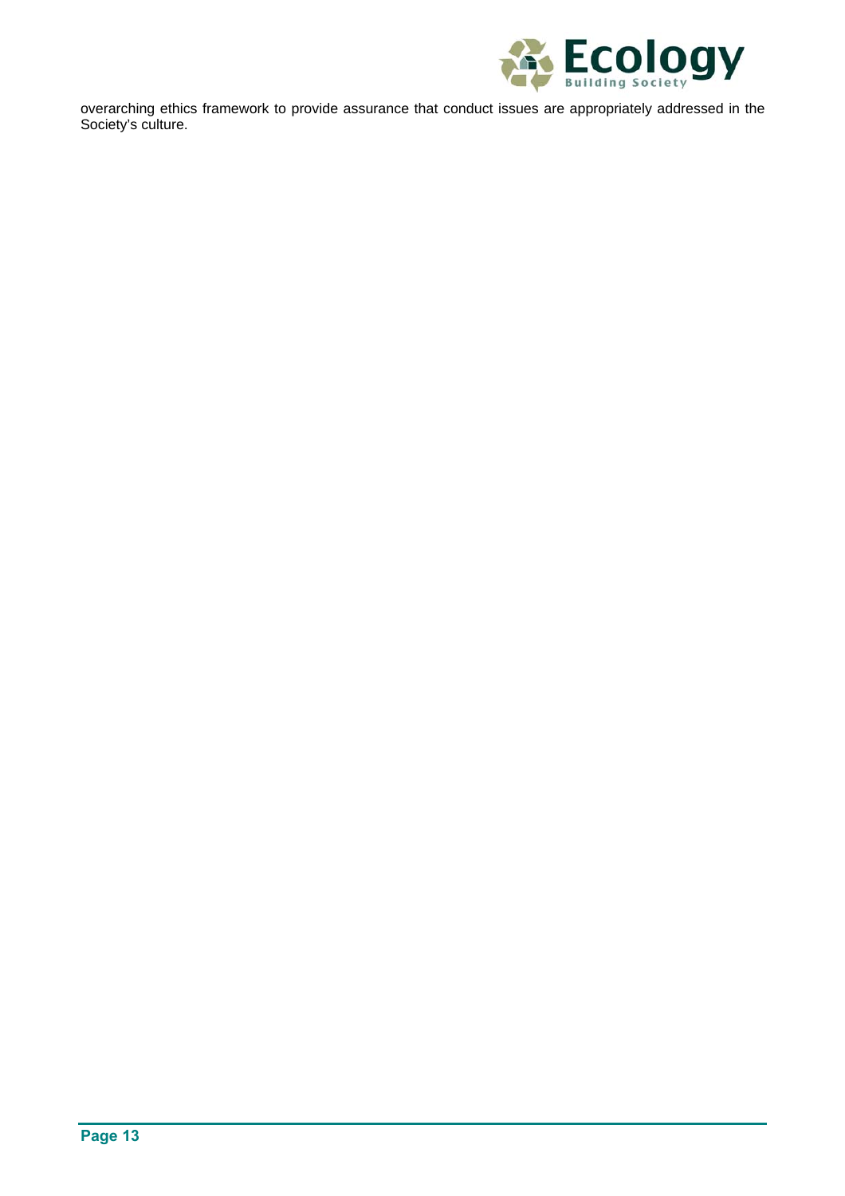overarching ethics framework to provide assurance that conduct issues are appropriately addressed in the Society's culture.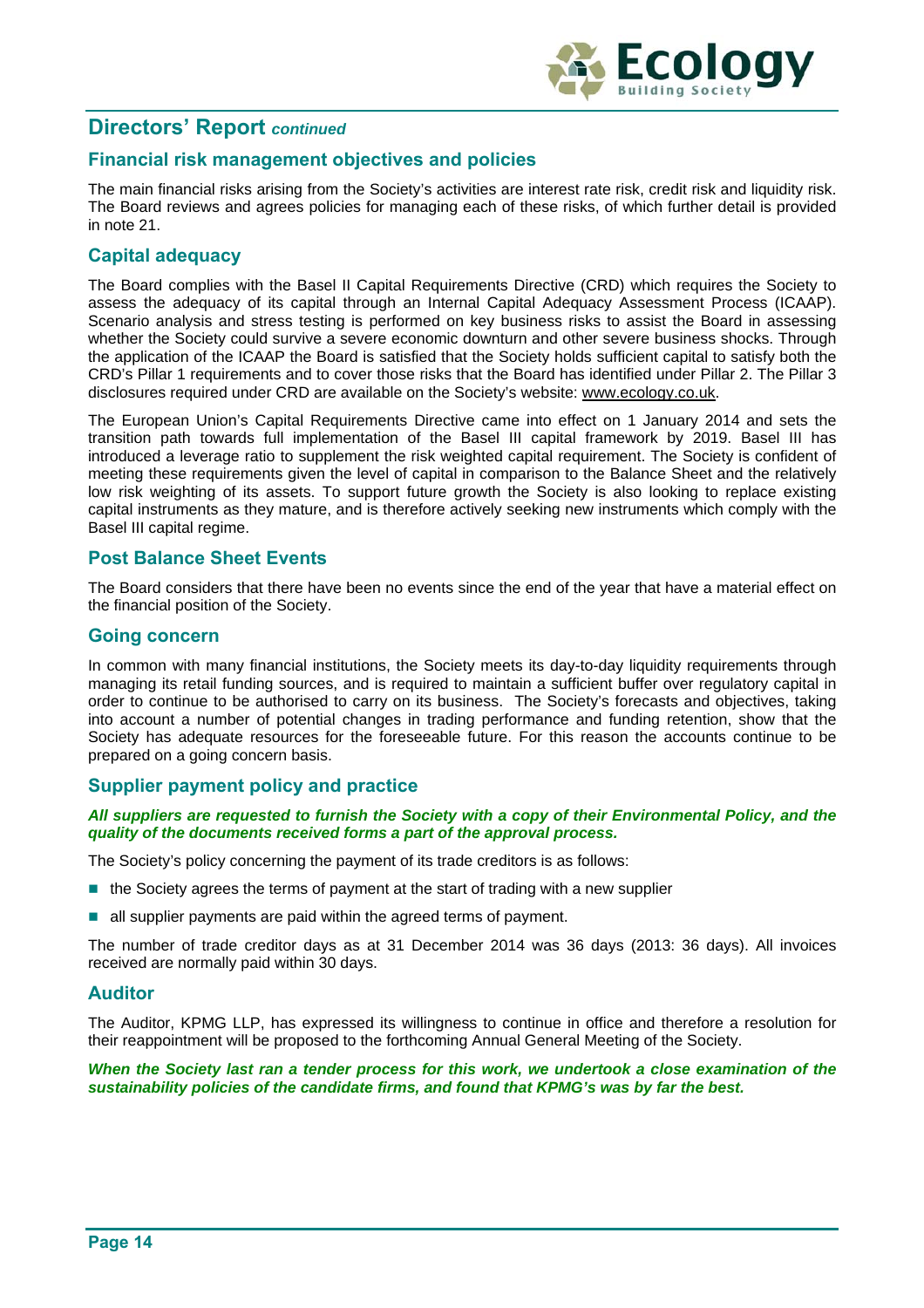## Directors' Report *continued*

### Financial risk management objectives and policies

The main financial risks arising from the Society's activities are interest rate risk, credit risk and liquidity risk. The Board reviews and agrees policies for managing each of these risks, of which further detail is provided in note 21.

### Capital adequacy

The Board complies with the Basel II Capital Requirements Directive (CRD) which requires the Society to assess the adequacy of its capital through an Internal Capital Adequacy Assessment Process (ICAAP). Scenario analysis and stress testing is performed on key business risks to assist the Board in assessing whether the Society could survive a severe economic downturn and other severe business shocks. Through the application of the ICAAP the Board is satisfied that the Society holds sufficient capital to satisfy both the CRD's Pillar 1 requirements and to cover those risks that the Board has identified under Pillar 2. The Pillar 3 disclosures required under CRD are available on the Society's website: www.ecology.co.uk.

The European Union's Capital Requirements Directive came into effect on 1 January 2014 and sets the transition path towards full implementation of the Basel III capital framework by 2019. Basel III has introduced a leverage ratio to supplement the risk weighted capital requirement. The Society is confident of meeting these requirements given the level of capital in comparison to the Balance Sheet and the relatively low risk weighting of its assets. To support future growth the Society is also looking to replace existing capital instruments as they mature, and is therefore actively seeking new instruments which comply with the Basel III capital regime.

### Post Balance Sheet Events

The Board considers that there have been no events since the end of the year that have a material effect on the financial position of the Society.

### Going concern

In common with many financial institutions, the Society meets its day-to-day liquidity requirements through managing its retail funding sources, and is required to maintain a sufficient buffer over regulatory capital in order to continue to be authorised to carry on its business. The Society's forecasts and objectives, taking into account a number of potential changes in trading performance and funding retention, show that the Society has adequate resources for the foreseeable future. For this reason the accounts continue to be prepared on a going concern basis.

### Supplier payment policy and practice

***All suppliers are requested to furnish the Society with a copy of their Environmental Policy, and the quality of the documents received forms a part of the approval process.***

The Society's policy concerning the payment of its trade creditors is as follows:

- the Society agrees the terms of payment at the start of trading with a new supplier
- all supplier payments are paid within the agreed terms of payment.

The number of trade creditor days as at 31 December 2014 was 36 days (2013: 36 days). All invoices received are normally paid within 30 days.

### Auditor

The Auditor, KPMG LLP, has expressed its willingness to continue in office and therefore a resolution for their reappointment will be proposed to the forthcoming Annual General Meeting of the Society.

***When the Society last ran a tender process for this work, we undertook a close examination of the sustainability policies of the candidate firms, and found that KPMG's was by far the best.***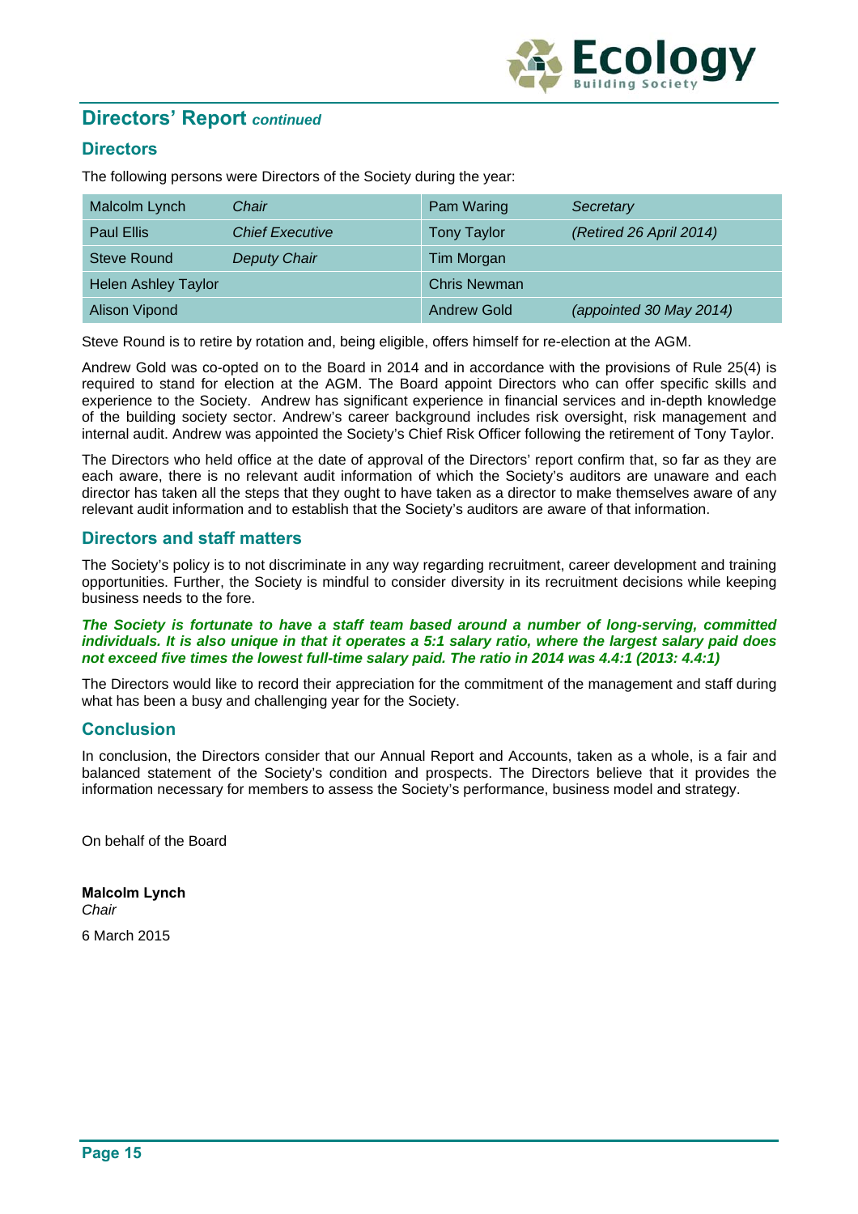## Directors' Report *continued*

### Directors

The following persons were Directors of the Society during the year:

| | | | |
|---|---|---|---|
| Malcolm Lynch | *Chair* | Pam Waring | *Secretary* |
| Paul Ellis | *Chief Executive* | Tony Taylor | *(Retired 26 April 2014)* |
| Steve Round | *Deputy Chair* | Tim Morgan | |
| Helen Ashley Taylor | | Chris Newman | |
| Alison Vipond | | Andrew Gold | *(appointed 30 May 2014)* |

Steve Round is to retire by rotation and, being eligible, offers himself for re-election at the AGM.

Andrew Gold was co-opted on to the Board in 2014 and in accordance with the provisions of Rule 25(4) is required to stand for election at the AGM. The Board appoint Directors who can offer specific skills and experience to the Society. Andrew has significant experience in financial services and in-depth knowledge of the building society sector. Andrew's career background includes risk oversight, risk management and internal audit. Andrew was appointed the Society's Chief Risk Officer following the retirement of Tony Taylor.

The Directors who held office at the date of approval of the Directors' report confirm that, so far as they are each aware, there is no relevant audit information of which the Society's auditors are unaware and each director has taken all the steps that they ought to have taken as a director to make themselves aware of any relevant audit information and to establish that the Society's auditors are aware of that information.

### Directors and staff matters

The Society's policy is to not discriminate in any way regarding recruitment, career development and training opportunities. Further, the Society is mindful to consider diversity in its recruitment decisions while keeping business needs to the fore.

***The Society is fortunate to have a staff team based around a number of long-serving, committed individuals. It is also unique in that it operates a 5:1 salary ratio, where the largest salary paid does not exceed five times the lowest full-time salary paid. The ratio in 2014 was 4.4:1 (2013: 4.4:1)***

The Directors would like to record their appreciation for the commitment of the management and staff during what has been a busy and challenging year for the Society.

### Conclusion

In conclusion, the Directors consider that our Annual Report and Accounts, taken as a whole, is a fair and balanced statement of the Society's condition and prospects. The Directors believe that it provides the information necessary for members to assess the Society's performance, business model and strategy.

On behalf of the Board

**Malcolm Lynch**
*Chair*

6 March 2015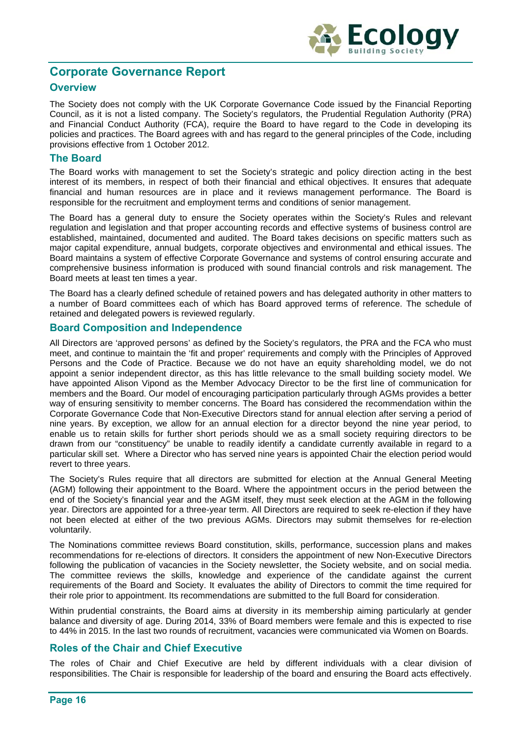## Corporate Governance Report

### Overview

The Society does not comply with the UK Corporate Governance Code issued by the Financial Reporting Council, as it is not a listed company. The Society's regulators, the Prudential Regulation Authority (PRA) and Financial Conduct Authority (FCA), require the Board to have regard to the Code in developing its policies and practices. The Board agrees with and has regard to the general principles of the Code, including provisions effective from 1 October 2012.

### The Board

The Board works with management to set the Society's strategic and policy direction acting in the best interest of its members, in respect of both their financial and ethical objectives. It ensures that adequate financial and human resources are in place and it reviews management performance. The Board is responsible for the recruitment and employment terms and conditions of senior management.

The Board has a general duty to ensure the Society operates within the Society's Rules and relevant regulation and legislation and that proper accounting records and effective systems of business control are established, maintained, documented and audited. The Board takes decisions on specific matters such as major capital expenditure, annual budgets, corporate objectives and environmental and ethical issues. The Board maintains a system of effective Corporate Governance and systems of control ensuring accurate and comprehensive business information is produced with sound financial controls and risk management. The Board meets at least ten times a year.

The Board has a clearly defined schedule of retained powers and has delegated authority in other matters to a number of Board committees each of which has Board approved terms of reference. The schedule of retained and delegated powers is reviewed regularly.

### Board Composition and Independence

All Directors are 'approved persons' as defined by the Society's regulators, the PRA and the FCA who must meet, and continue to maintain the 'fit and proper' requirements and comply with the Principles of Approved Persons and the Code of Practice. Because we do not have an equity shareholding model, we do not appoint a senior independent director, as this has little relevance to the small building society model. We have appointed Alison Vipond as the Member Advocacy Director to be the first line of communication for members and the Board. Our model of encouraging participation particularly through AGMs provides a better way of ensuring sensitivity to member concerns. The Board has considered the recommendation within the Corporate Governance Code that Non-Executive Directors stand for annual election after serving a period of nine years. By exception, we allow for an annual election for a director beyond the nine year period, to enable us to retain skills for further short periods should we as a small society requiring directors to be drawn from our "constituency" be unable to readily identify a candidate currently available in regard to a particular skill set. Where a Director who has served nine years is appointed Chair the election period would revert to three years.

The Society's Rules require that all directors are submitted for election at the Annual General Meeting (AGM) following their appointment to the Board. Where the appointment occurs in the period between the end of the Society's financial year and the AGM itself, they must seek election at the AGM in the following year. Directors are appointed for a three-year term. All Directors are required to seek re-election if they have not been elected at either of the two previous AGMs. Directors may submit themselves for re-election voluntarily.

The Nominations committee reviews Board constitution, skills, performance, succession plans and makes recommendations for re-elections of directors. It considers the appointment of new Non-Executive Directors following the publication of vacancies in the Society newsletter, the Society website, and on social media. The committee reviews the skills, knowledge and experience of the candidate against the current requirements of the Board and Society. It evaluates the ability of Directors to commit the time required for their role prior to appointment. Its recommendations are submitted to the full Board for consideration.

Within prudential constraints, the Board aims at diversity in its membership aiming particularly at gender balance and diversity of age. During 2014, 33% of Board members were female and this is expected to rise to 44% in 2015. In the last two rounds of recruitment, vacancies were communicated via Women on Boards.

### Roles of the Chair and Chief Executive

The roles of Chair and Chief Executive are held by different individuals with a clear division of responsibilities. The Chair is responsible for leadership of the board and ensuring the Board acts effectively.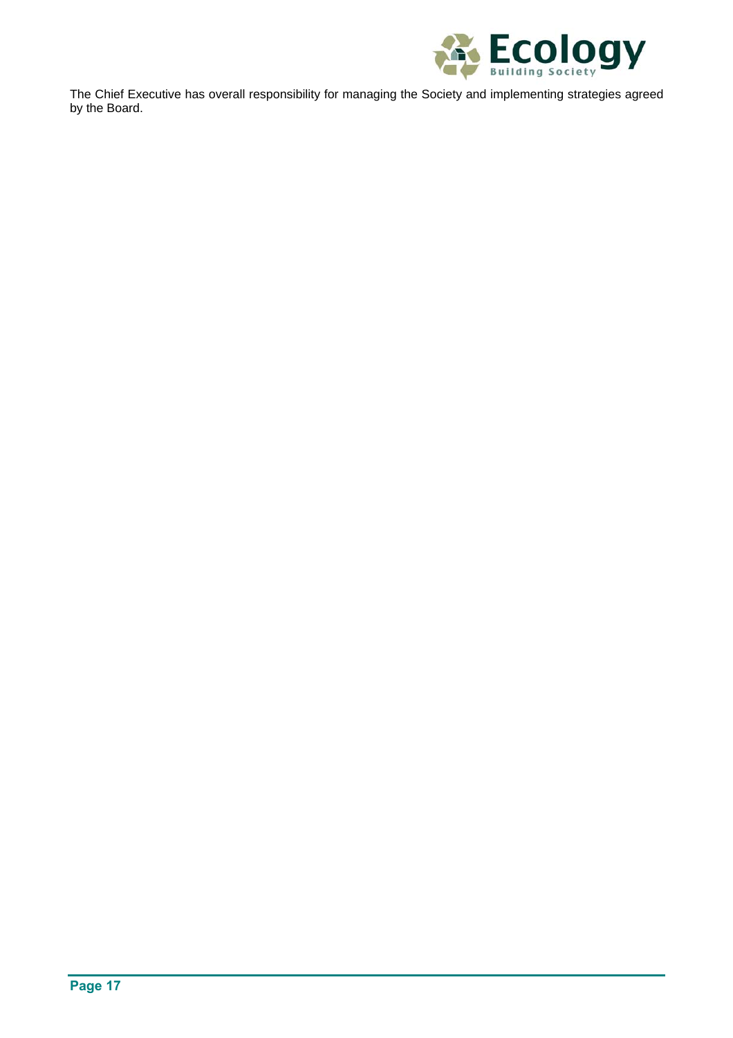The Chief Executive has overall responsibility for managing the Society and implementing strategies agreed by the Board.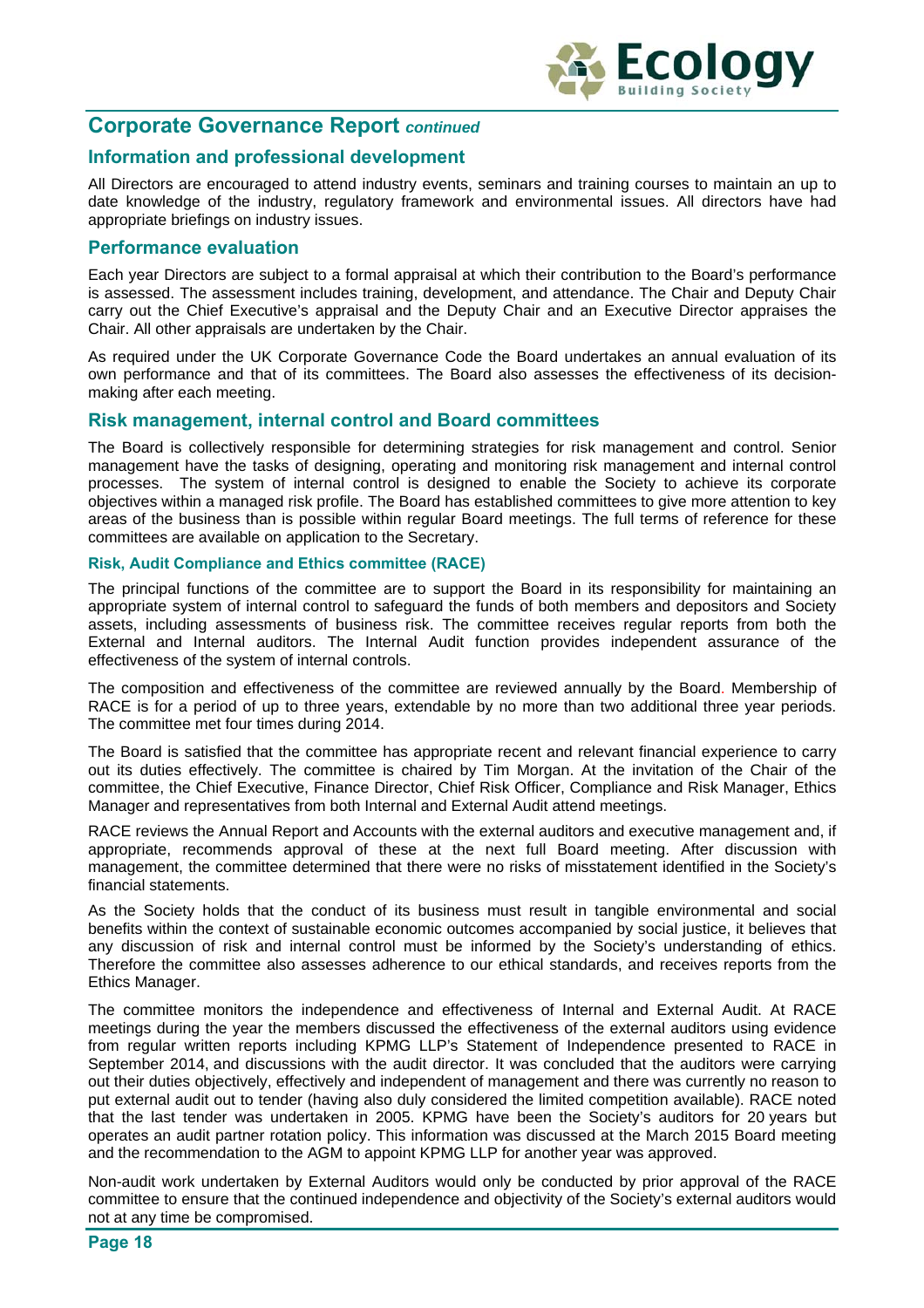## Corporate Governance Report *continued*

### Information and professional development

All Directors are encouraged to attend industry events, seminars and training courses to maintain an up to date knowledge of the industry, regulatory framework and environmental issues. All directors have had appropriate briefings on industry issues.

### Performance evaluation

Each year Directors are subject to a formal appraisal at which their contribution to the Board's performance is assessed. The assessment includes training, development, and attendance. The Chair and Deputy Chair carry out the Chief Executive's appraisal and the Deputy Chair and an Executive Director appraises the Chair. All other appraisals are undertaken by the Chair.

As required under the UK Corporate Governance Code the Board undertakes an annual evaluation of its own performance and that of its committees. The Board also assesses the effectiveness of its decision-making after each meeting.

### Risk management, internal control and Board committees

The Board is collectively responsible for determining strategies for risk management and control. Senior management have the tasks of designing, operating and monitoring risk management and internal control processes. The system of internal control is designed to enable the Society to achieve its corporate objectives within a managed risk profile. The Board has established committees to give more attention to key areas of the business than is possible within regular Board meetings. The full terms of reference for these committees are available on application to the Secretary.

#### Risk, Audit Compliance and Ethics committee (RACE)

The principal functions of the committee are to support the Board in its responsibility for maintaining an appropriate system of internal control to safeguard the funds of both members and depositors and Society assets, including assessments of business risk. The committee receives regular reports from both the External and Internal auditors. The Internal Audit function provides independent assurance of the effectiveness of the system of internal controls.

The composition and effectiveness of the committee are reviewed annually by the Board. Membership of RACE is for a period of up to three years, extendable by no more than two additional three year periods. The committee met four times during 2014.

The Board is satisfied that the committee has appropriate recent and relevant financial experience to carry out its duties effectively. The committee is chaired by Tim Morgan. At the invitation of the Chair of the committee, the Chief Executive, Finance Director, Chief Risk Officer, Compliance and Risk Manager, Ethics Manager and representatives from both Internal and External Audit attend meetings.

RACE reviews the Annual Report and Accounts with the external auditors and executive management and, if appropriate, recommends approval of these at the next full Board meeting. After discussion with management, the committee determined that there were no risks of misstatement identified in the Society's financial statements.

As the Society holds that the conduct of its business must result in tangible environmental and social benefits within the context of sustainable economic outcomes accompanied by social justice, it believes that any discussion of risk and internal control must be informed by the Society's understanding of ethics. Therefore the committee also assesses adherence to our ethical standards, and receives reports from the Ethics Manager.

The committee monitors the independence and effectiveness of Internal and External Audit. At RACE meetings during the year the members discussed the effectiveness of the external auditors using evidence from regular written reports including KPMG LLP's Statement of Independence presented to RACE in September 2014, and discussions with the audit director. It was concluded that the auditors were carrying out their duties objectively, effectively and independent of management and there was currently no reason to put external audit out to tender (having also duly considered the limited competition available). RACE noted that the last tender was undertaken in 2005. KPMG have been the Society's auditors for 20 years but operates an audit partner rotation policy. This information was discussed at the March 2015 Board meeting and the recommendation to the AGM to appoint KPMG LLP for another year was approved.

Non-audit work undertaken by External Auditors would only be conducted by prior approval of the RACE committee to ensure that the continued independence and objectivity of the Society's external auditors would not at any time be compromised.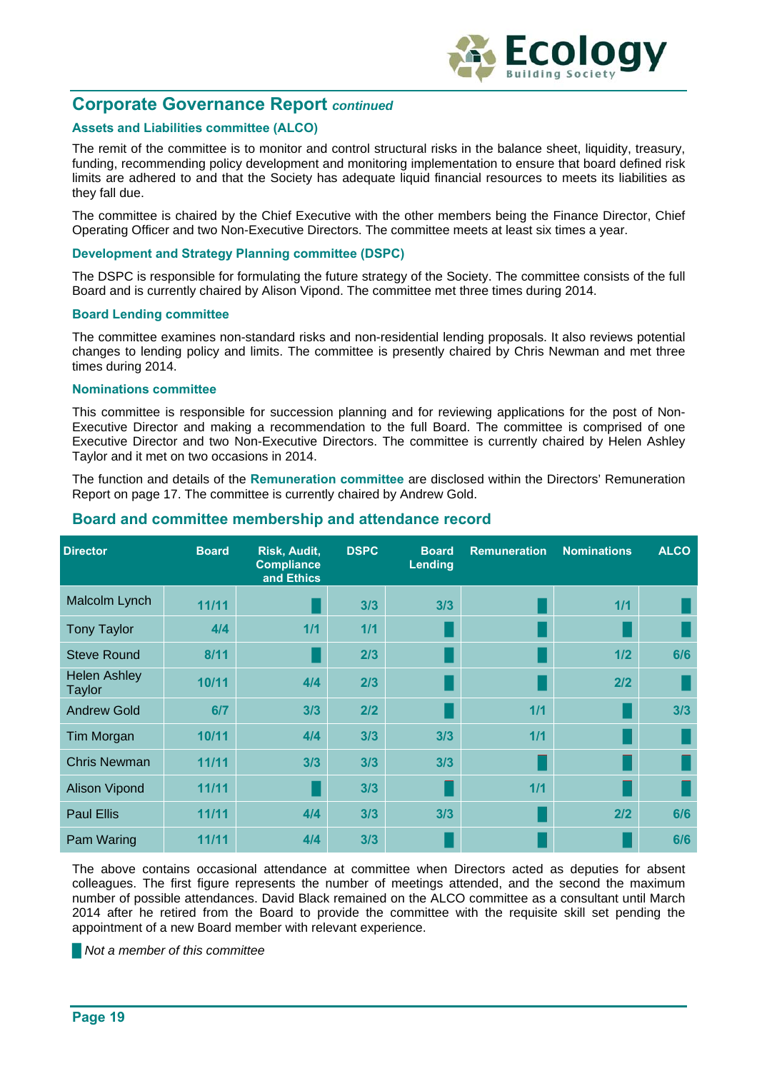## Corporate Governance Report *continued*

### Assets and Liabilities committee (ALCO)

The remit of the committee is to monitor and control structural risks in the balance sheet, liquidity, treasury, funding, recommending policy development and monitoring implementation to ensure that board defined risk limits are adhered to and that the Society has adequate liquid financial resources to meets its liabilities as they fall due.

The committee is chaired by the Chief Executive with the other members being the Finance Director, Chief Operating Officer and two Non-Executive Directors. The committee meets at least six times a year.

### Development and Strategy Planning committee (DSPC)

The DSPC is responsible for formulating the future strategy of the Society. The committee consists of the full Board and is currently chaired by Alison Vipond. The committee met three times during 2014.

### Board Lending committee

The committee examines non-standard risks and non-residential lending proposals. It also reviews potential changes to lending policy and limits. The committee is presently chaired by Chris Newman and met three times during 2014.

### Nominations committee

This committee is responsible for succession planning and for reviewing applications for the post of Non-Executive Director and making a recommendation to the full Board. The committee is comprised of one Executive Director and two Non-Executive Directors. The committee is currently chaired by Helen Ashley Taylor and it met on two occasions in 2014.

The function and details of the **Remuneration committee** are disclosed within the Directors' Remuneration Report on page 17. The committee is currently chaired by Andrew Gold.

## Board and committee membership and attendance record

| Director | Board | Risk, Audit, Compliance and Ethics | DSPC | Board Lending | Remuneration | Nominations | ALCO |
|---|---|---|---|---|---|---|---|
| Malcolm Lynch | 11/11 | ■ | 3/3 | 3/3 | ■ | 1/1 | ■ |
| Tony Taylor | 4/4 | 1/1 | 1/1 | ■ | ■ | ■ | ■ |
| Steve Round | 8/11 | ■ | 2/3 | ■ | ■ | 1/2 | 6/6 |
| Helen Ashley Taylor | 10/11 | 4/4 | 2/3 | ■ | ■ | 2/2 | ■ |
| Andrew Gold | 6/7 | 3/3 | 2/2 | ■ | 1/1 | ■ | 3/3 |
| Tim Morgan | 10/11 | 4/4 | 3/3 | 3/3 | 1/1 | ■ | ■ |
| Chris Newman | 11/11 | 3/3 | 3/3 | 3/3 | ■ | ■ | ■ |
| Alison Vipond | 11/11 | ■ | 3/3 | ■ | 1/1 | ■ | ■ |
| Paul Ellis | 11/11 | 4/4 | 3/3 | 3/3 | ■ | 2/2 | 6/6 |
| Pam Waring | 11/11 | 4/4 | 3/3 | ■ | ■ | ■ | 6/6 |

The above contains occasional attendance at committee when Directors acted as deputies for absent colleagues. The first figure represents the number of meetings attended, and the second the maximum number of possible attendances. David Black remained on the ALCO committee as a consultant until March 2014 after he retired from the Board to provide the committee with the requisite skill set pending the appointment of a new Board member with relevant experience.

■ *Not a member of this committee*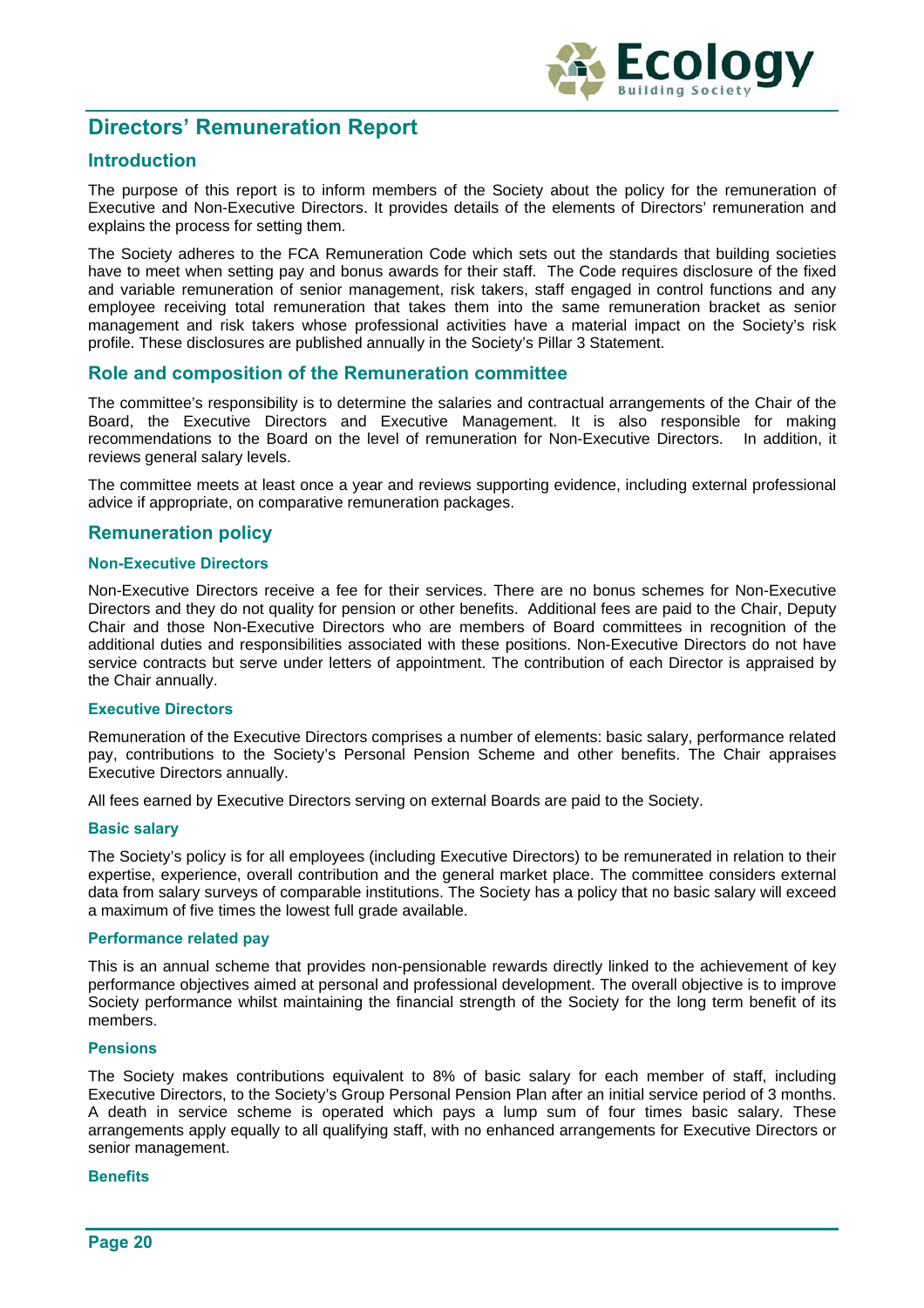# Directors' Remuneration Report

## Introduction

The purpose of this report is to inform members of the Society about the policy for the remuneration of Executive and Non-Executive Directors. It provides details of the elements of Directors' remuneration and explains the process for setting them.

The Society adheres to the FCA Remuneration Code which sets out the standards that building societies have to meet when setting pay and bonus awards for their staff. The Code requires disclosure of the fixed and variable remuneration of senior management, risk takers, staff engaged in control functions and any employee receiving total remuneration that takes them into the same remuneration bracket as senior management and risk takers whose professional activities have a material impact on the Society's risk profile. These disclosures are published annually in the Society's Pillar 3 Statement.

## Role and composition of the Remuneration committee

The committee's responsibility is to determine the salaries and contractual arrangements of the Chair of the Board, the Executive Directors and Executive Management. It is also responsible for making recommendations to the Board on the level of remuneration for Non-Executive Directors. In addition, it reviews general salary levels.

The committee meets at least once a year and reviews supporting evidence, including external professional advice if appropriate, on comparative remuneration packages.

## Remuneration policy

### Non-Executive Directors

Non-Executive Directors receive a fee for their services. There are no bonus schemes for Non-Executive Directors and they do not quality for pension or other benefits. Additional fees are paid to the Chair, Deputy Chair and those Non-Executive Directors who are members of Board committees in recognition of the additional duties and responsibilities associated with these positions. Non-Executive Directors do not have service contracts but serve under letters of appointment. The contribution of each Director is appraised by the Chair annually.

### Executive Directors

Remuneration of the Executive Directors comprises a number of elements: basic salary, performance related pay, contributions to the Society's Personal Pension Scheme and other benefits. The Chair appraises Executive Directors annually.

All fees earned by Executive Directors serving on external Boards are paid to the Society.

### Basic salary

The Society's policy is for all employees (including Executive Directors) to be remunerated in relation to their expertise, experience, overall contribution and the general market place. The committee considers external data from salary surveys of comparable institutions. The Society has a policy that no basic salary will exceed a maximum of five times the lowest full grade available.

### Performance related pay

This is an annual scheme that provides non-pensionable rewards directly linked to the achievement of key performance objectives aimed at personal and professional development. The overall objective is to improve Society performance whilst maintaining the financial strength of the Society for the long term benefit of its members.

### Pensions

The Society makes contributions equivalent to 8% of basic salary for each member of staff, including Executive Directors, to the Society's Group Personal Pension Plan after an initial service period of 3 months. A death in service scheme is operated which pays a lump sum of four times basic salary. These arrangements apply equally to all qualifying staff, with no enhanced arrangements for Executive Directors or senior management.

### Benefits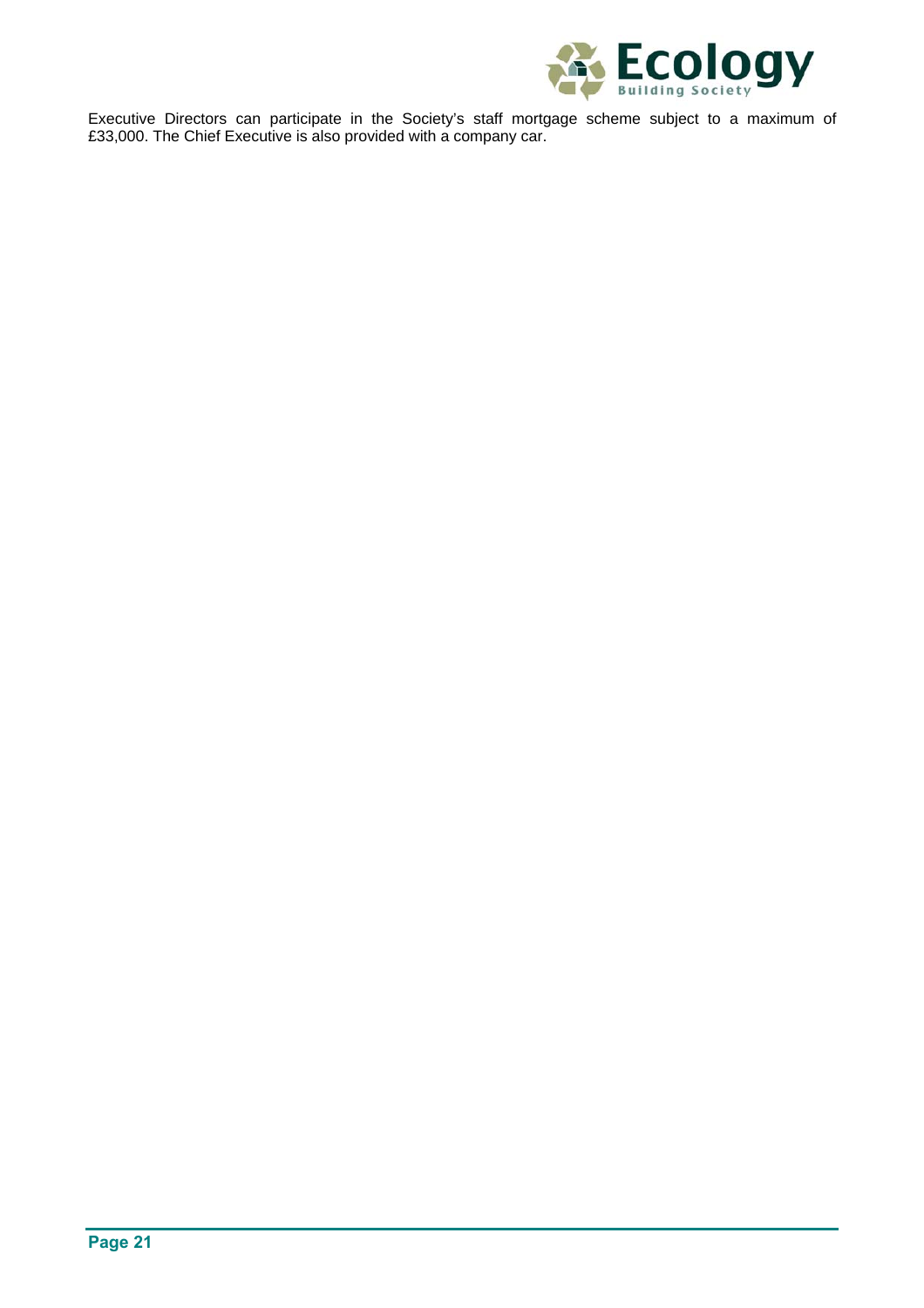Executive Directors can participate in the Society's staff mortgage scheme subject to a maximum of £33,000. The Chief Executive is also provided with a company car.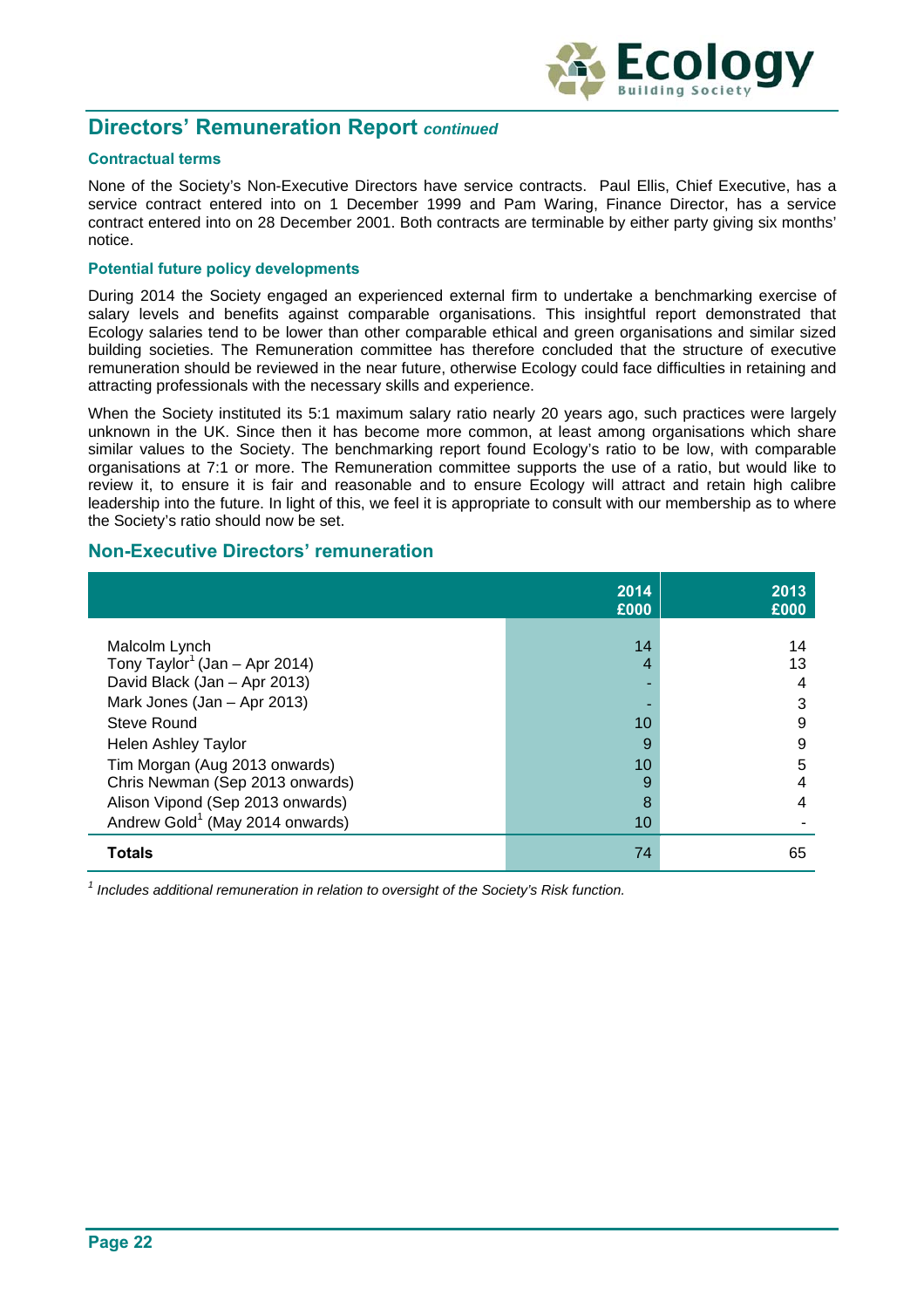## Directors' Remuneration Report *continued*

### Contractual terms

None of the Society's Non-Executive Directors have service contracts. Paul Ellis, Chief Executive, has a service contract entered into on 1 December 1999 and Pam Waring, Finance Director, has a service contract entered into on 28 December 2001. Both contracts are terminable by either party giving six months' notice.

### Potential future policy developments

During 2014 the Society engaged an experienced external firm to undertake a benchmarking exercise of salary levels and benefits against comparable organisations. This insightful report demonstrated that Ecology salaries tend to be lower than other comparable ethical and green organisations and similar sized building societies. The Remuneration committee has therefore concluded that the structure of executive remuneration should be reviewed in the near future, otherwise Ecology could face difficulties in retaining and attracting professionals with the necessary skills and experience.

When the Society instituted its 5:1 maximum salary ratio nearly 20 years ago, such practices were largely unknown in the UK. Since then it has become more common, at least among organisations which share similar values to the Society. The benchmarking report found Ecology's ratio to be low, with comparable organisations at 7:1 or more. The Remuneration committee supports the use of a ratio, but would like to review it, to ensure it is fair and reasonable and to ensure Ecology will attract and retain high calibre leadership into the future. In light of this, we feel it is appropriate to consult with our membership as to where the Society's ratio should now be set.

## Non-Executive Directors' remuneration

| | 2014 £000 | 2013 £000 |
|---|---|---|
| Malcolm Lynch | 14 | 14 |
| Tony Taylor[1] (Jan – Apr 2014) | 4 | 13 |
| David Black (Jan – Apr 2013) | - | 4 |
| Mark Jones (Jan – Apr 2013) | - | 3 |
| Steve Round | 10 | 9 |
| Helen Ashley Taylor | 9 | 9 |
| Tim Morgan (Aug 2013 onwards) | 10 | 5 |
| Chris Newman (Sep 2013 onwards) | 9 | 4 |
| Alison Vipond (Sep 2013 onwards) | 8 | 4 |
| Andrew Gold[1] (May 2014 onwards) | 10 | - |
| **Totals** | 74 | 65 |

[1] *Includes additional remuneration in relation to oversight of the Society's Risk function.*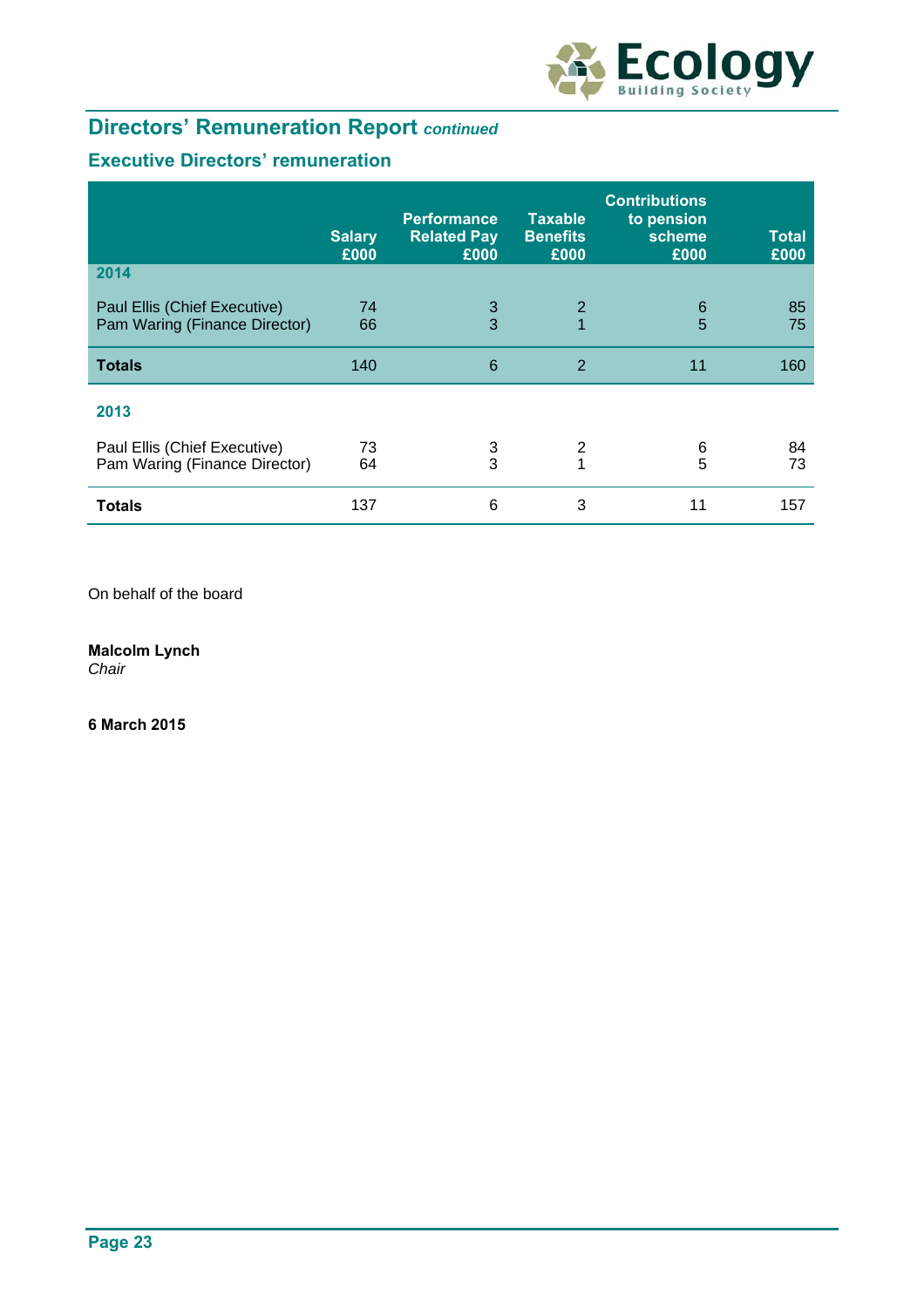## Directors' Remuneration Report *continued*

### Executive Directors' remuneration

| | Salary £000 | Performance Related Pay £000 | Taxable Benefits £000 | Contributions to pension scheme £000 | Total £000 |
|---|---|---|---|---|---|
| **2014** | | | | | |
| Paul Ellis (Chief Executive) | 74 | 3 | 2 | 6 | 85 |
| Pam Waring (Finance Director) | 66 | 3 | 1 | 5 | 75 |
| **Totals** | 140 | 6 | 2 | 11 | 160 |
| **2013** | | | | | |
| Paul Ellis (Chief Executive) | 73 | 3 | 2 | 6 | 84 |
| Pam Waring (Finance Director) | 64 | 3 | 1 | 5 | 73 |
| **Totals** | 137 | 6 | 3 | 11 | 157 |

On behalf of the board

**Malcolm Lynch**
*Chair*

**6 March 2015**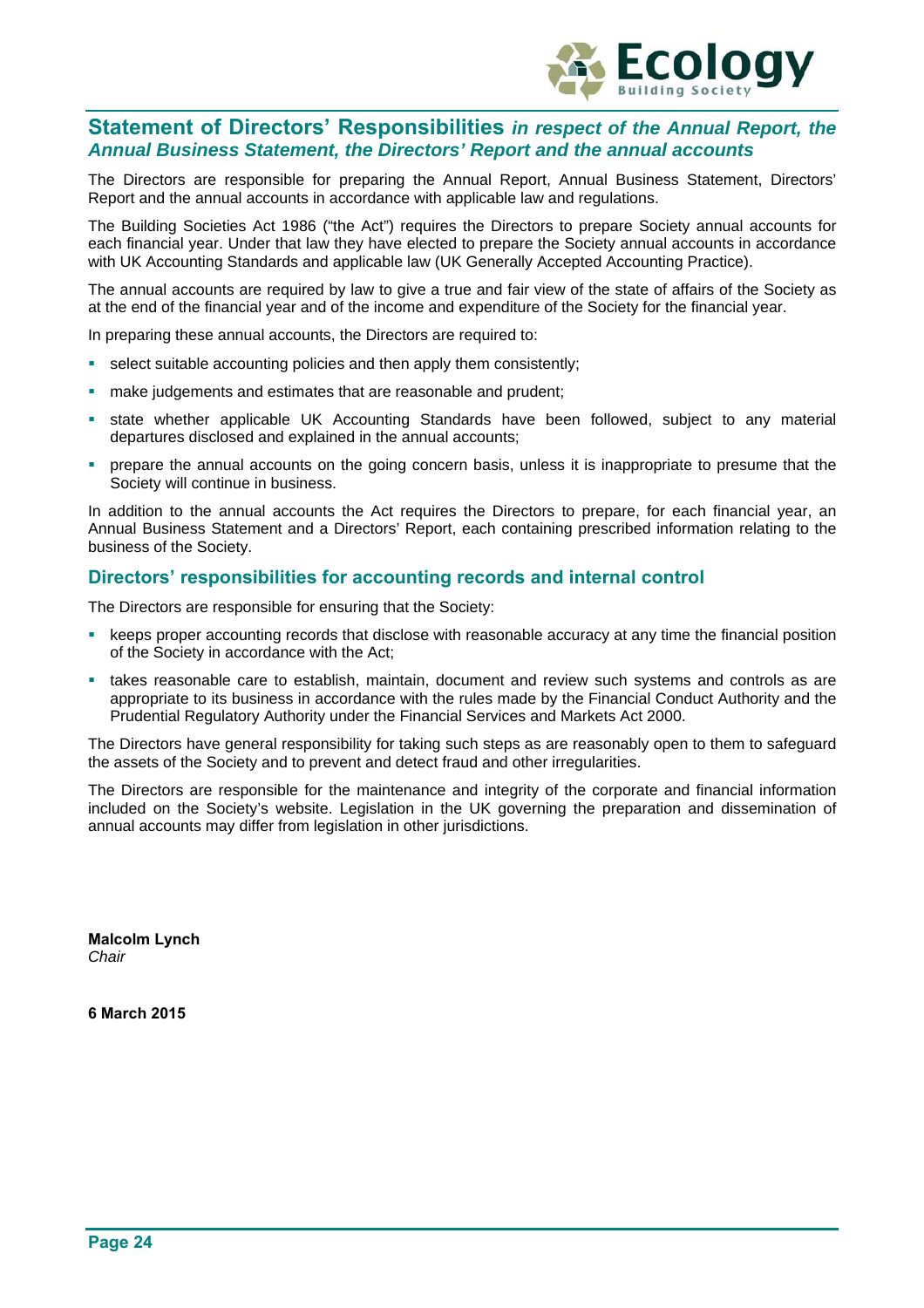## Statement of Directors' Responsibilities *in respect of the Annual Report, the Annual Business Statement, the Directors' Report and the annual accounts*

The Directors are responsible for preparing the Annual Report, Annual Business Statement, Directors' Report and the annual accounts in accordance with applicable law and regulations.

The Building Societies Act 1986 ("the Act") requires the Directors to prepare Society annual accounts for each financial year. Under that law they have elected to prepare the Society annual accounts in accordance with UK Accounting Standards and applicable law (UK Generally Accepted Accounting Practice).

The annual accounts are required by law to give a true and fair view of the state of affairs of the Society as at the end of the financial year and of the income and expenditure of the Society for the financial year.

In preparing these annual accounts, the Directors are required to:

- select suitable accounting policies and then apply them consistently;
- make judgements and estimates that are reasonable and prudent;
- state whether applicable UK Accounting Standards have been followed, subject to any material departures disclosed and explained in the annual accounts;
- prepare the annual accounts on the going concern basis, unless it is inappropriate to presume that the Society will continue in business.

In addition to the annual accounts the Act requires the Directors to prepare, for each financial year, an Annual Business Statement and a Directors' Report, each containing prescribed information relating to the business of the Society.

### Directors' responsibilities for accounting records and internal control

The Directors are responsible for ensuring that the Society:

- keeps proper accounting records that disclose with reasonable accuracy at any time the financial position of the Society in accordance with the Act;
- takes reasonable care to establish, maintain, document and review such systems and controls as are appropriate to its business in accordance with the rules made by the Financial Conduct Authority and the Prudential Regulatory Authority under the Financial Services and Markets Act 2000.

The Directors have general responsibility for taking such steps as are reasonably open to them to safeguard the assets of the Society and to prevent and detect fraud and other irregularities.

The Directors are responsible for the maintenance and integrity of the corporate and financial information included on the Society's website. Legislation in the UK governing the preparation and dissemination of annual accounts may differ from legislation in other jurisdictions.

**Malcolm Lynch**
*Chair*

**6 March 2015**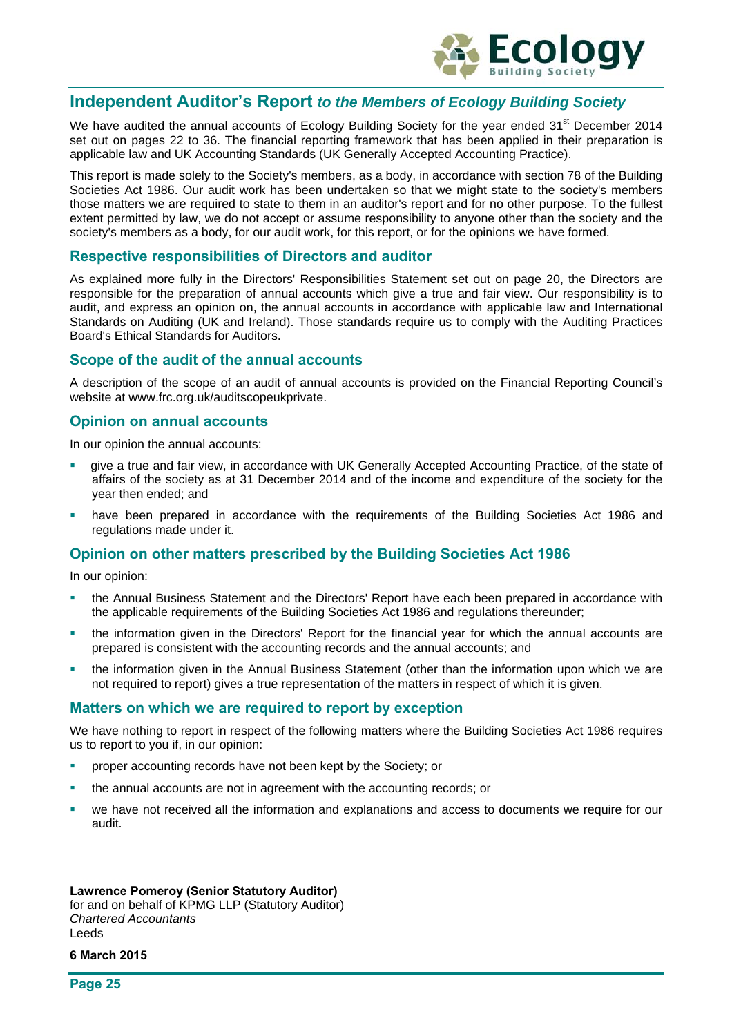## Independent Auditor's Report *to the Members of Ecology Building Society*

We have audited the annual accounts of Ecology Building Society for the year ended 31st December 2014 set out on pages 22 to 36. The financial reporting framework that has been applied in their preparation is applicable law and UK Accounting Standards (UK Generally Accepted Accounting Practice).

This report is made solely to the Society's members, as a body, in accordance with section 78 of the Building Societies Act 1986. Our audit work has been undertaken so that we might state to the society's members those matters we are required to state to them in an auditor's report and for no other purpose. To the fullest extent permitted by law, we do not accept or assume responsibility to anyone other than the society and the society's members as a body, for our audit work, for this report, or for the opinions we have formed.

### Respective responsibilities of Directors and auditor

As explained more fully in the Directors' Responsibilities Statement set out on page 20, the Directors are responsible for the preparation of annual accounts which give a true and fair view. Our responsibility is to audit, and express an opinion on, the annual accounts in accordance with applicable law and International Standards on Auditing (UK and Ireland). Those standards require us to comply with the Auditing Practices Board's Ethical Standards for Auditors.

### Scope of the audit of the annual accounts

A description of the scope of an audit of annual accounts is provided on the Financial Reporting Council's website at www.frc.org.uk/auditscopeukprivate.

### Opinion on annual accounts

In our opinion the annual accounts:

- give a true and fair view, in accordance with UK Generally Accepted Accounting Practice, of the state of affairs of the society as at 31 December 2014 and of the income and expenditure of the society for the year then ended; and
- have been prepared in accordance with the requirements of the Building Societies Act 1986 and regulations made under it.

### Opinion on other matters prescribed by the Building Societies Act 1986

In our opinion:

- the Annual Business Statement and the Directors' Report have each been prepared in accordance with the applicable requirements of the Building Societies Act 1986 and regulations thereunder;
- the information given in the Directors' Report for the financial year for which the annual accounts are prepared is consistent with the accounting records and the annual accounts; and
- the information given in the Annual Business Statement (other than the information upon which we are not required to report) gives a true representation of the matters in respect of which it is given.

### Matters on which we are required to report by exception

We have nothing to report in respect of the following matters where the Building Societies Act 1986 requires us to report to you if, in our opinion:

- proper accounting records have not been kept by the Society; or
- the annual accounts are not in agreement with the accounting records; or
- we have not received all the information and explanations and access to documents we require for our audit.

**Lawrence Pomeroy (Senior Statutory Auditor)**
for and on behalf of KPMG LLP (Statutory Auditor)
*Chartered Accountants*
Leeds

**6 March 2015**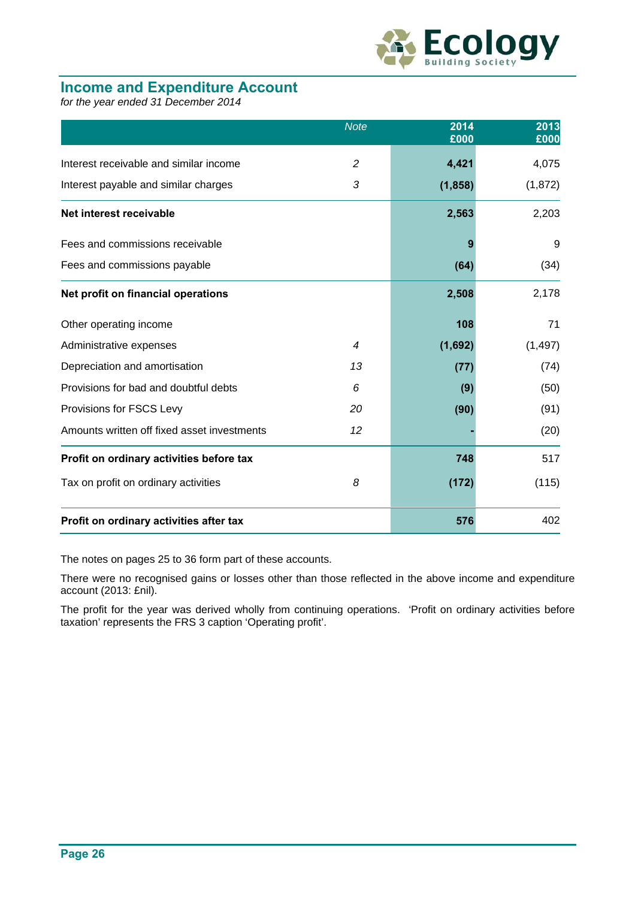## Income and Expenditure Account

*for the year ended 31 December 2014*

| | Note | 2014 £000 | 2013 £000 |
|---|---|---|---|
| Interest receivable and similar income | 2 | **4,421** | 4,075 |
| Interest payable and similar charges | 3 | **(1,858)** | (1,872) |
| **Net interest receivable** | | **2,563** | 2,203 |
| Fees and commissions receivable | | **9** | 9 |
| Fees and commissions payable | | **(64)** | (34) |
| **Net profit on financial operations** | | **2,508** | 2,178 |
| Other operating income | | **108** | 71 |
| Administrative expenses | 4 | **(1,692)** | (1,497) |
| Depreciation and amortisation | 13 | **(77)** | (74) |
| Provisions for bad and doubtful debts | 6 | **(9)** | (50) |
| Provisions for FSCS Levy | 20 | **(90)** | (91) |
| Amounts written off fixed asset investments | 12 | **-** | (20) |
| **Profit on ordinary activities before tax** | | **748** | 517 |
| Tax on profit on ordinary activities | 8 | **(172)** | (115) |
| **Profit on ordinary activities after tax** | | **576** | 402 |

The notes on pages 25 to 36 form part of these accounts.

There were no recognised gains or losses other than those reflected in the above income and expenditure account (2013: £nil).

The profit for the year was derived wholly from continuing operations. 'Profit on ordinary activities before taxation' represents the FRS 3 caption 'Operating profit'.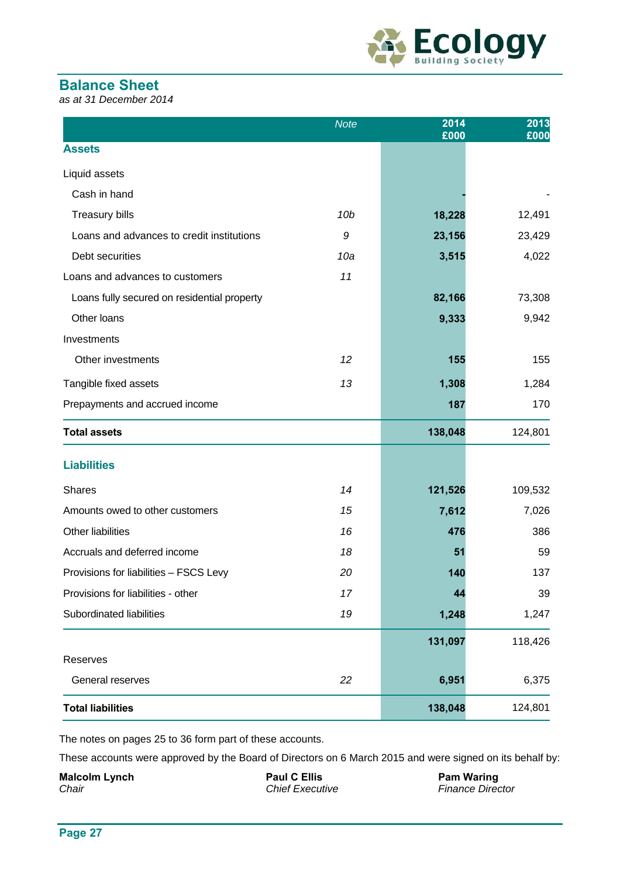## Balance Sheet

*as at 31 December 2014*

| | *Note* | 2014 £000 | 2013 £000 |
|---|---|---|---|
| **Assets** | | | |
| Liquid assets | | | |
| Cash in hand | | **-** | - |
| Treasury bills | *10b* | **18,228** | 12,491 |
| Loans and advances to credit institutions | *9* | **23,156** | 23,429 |
| Debt securities | *10a* | **3,515** | 4,022 |
| Loans and advances to customers | *11* | | |
| Loans fully secured on residential property | | **82,166** | 73,308 |
| Other loans | | **9,333** | 9,942 |
| Investments | | | |
| Other investments | *12* | **155** | 155 |
| Tangible fixed assets | *13* | **1,308** | 1,284 |
| Prepayments and accrued income | | **187** | 170 |
| **Total assets** | | **138,048** | 124,801 |
| **Liabilities** | | | |
| Shares | *14* | **121,526** | 109,532 |
| Amounts owed to other customers | *15* | **7,612** | 7,026 |
| Other liabilities | *16* | **476** | 386 |
| Accruals and deferred income | *18* | **51** | 59 |
| Provisions for liabilities – FSCS Levy | *20* | **140** | 137 |
| Provisions for liabilities - other | *17* | **44** | 39 |
| Subordinated liabilities | *19* | **1,248** | 1,247 |
| | | **131,097** | 118,426 |
| Reserves | | | |
| General reserves | *22* | **6,951** | 6,375 |
| **Total liabilities** | | **138,048** | 124,801 |

The notes on pages 25 to 36 form part of these accounts.

These accounts were approved by the Board of Directors on 6 March 2015 and were signed on its behalf by:

**Malcolm Lynch**
*Chair*

**Paul C Ellis**
*Chief Executive*

**Pam Waring**
*Finance Director*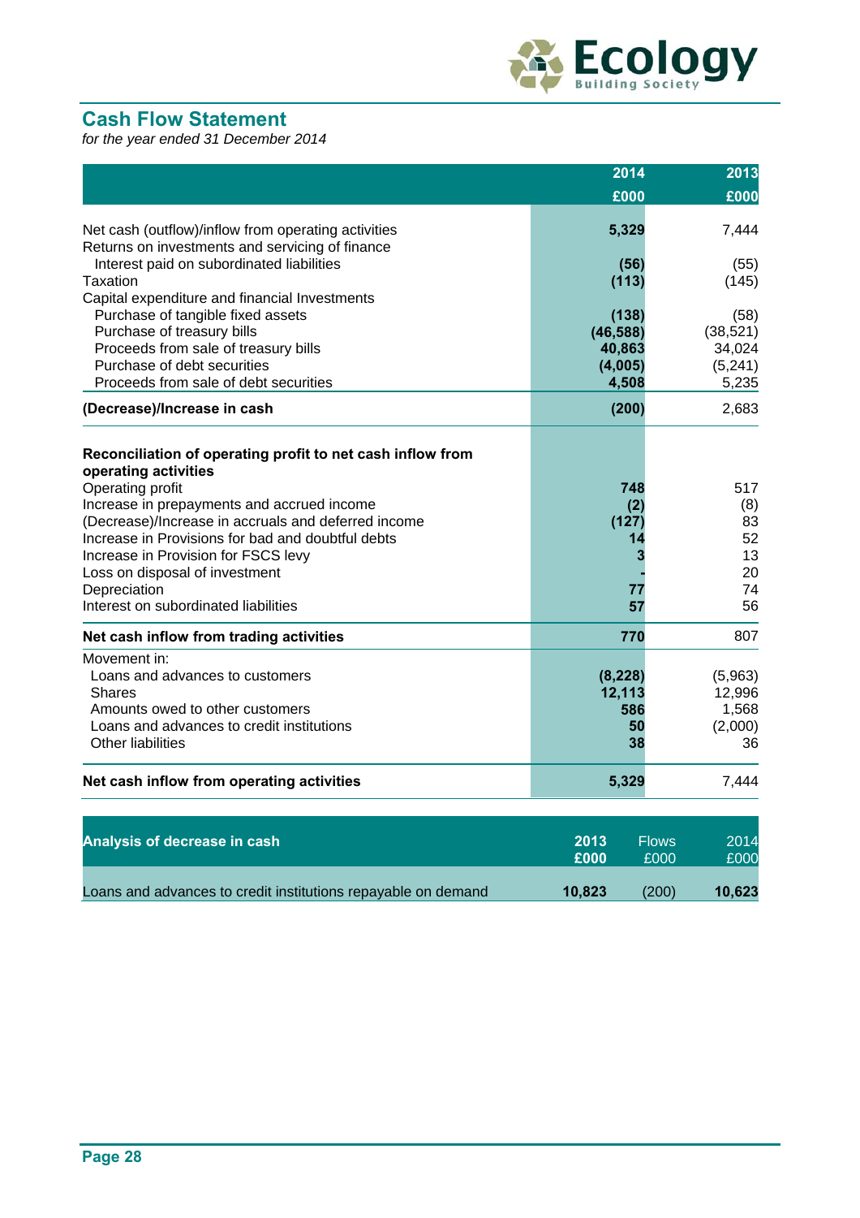## Cash Flow Statement

*for the year ended 31 December 2014*

| | 2014 £000 | 2013 £000 |
|---|---|---|
| Net cash (outflow)/inflow from operating activities | **5,329** | 7,444 |
| Returns on investments and servicing of finance | | |
| Interest paid on subordinated liabilities | **(56)** | (55) |
| Taxation | **(113)** | (145) |
| Capital expenditure and financial Investments | | |
| Purchase of tangible fixed assets | **(138)** | (58) |
| Purchase of treasury bills | **(46,588)** | (38,521) |
| Proceeds from sale of treasury bills | **40,863** | 34,024 |
| Purchase of debt securities | **(4,005)** | (5,241) |
| Proceeds from sale of debt securities | **4,508** | 5,235 |
| **(Decrease)/Increase in cash** | **(200)** | 2,683 |
| **Reconciliation of operating profit to net cash inflow from operating activities** | | |
| Operating profit | **748** | 517 |
| Increase in prepayments and accrued income | **(2)** | (8) |
| (Decrease)/Increase in accruals and deferred income | **(127)** | 83 |
| Increase in Provisions for bad and doubtful debts | **14** | 52 |
| Increase in Provision for FSCS levy | **3** | 13 |
| Loss on disposal of investment | **-** | 20 |
| Depreciation | **77** | 74 |
| Interest on subordinated liabilities | **57** | 56 |
| **Net cash inflow from trading activities** | **770** | 807 |
| Movement in: | | |
| Loans and advances to customers | **(8,228)** | (5,963) |
| Shares | **12,113** | 12,996 |
| Amounts owed to other customers | **586** | 1,568 |
| Loans and advances to credit institutions | **50** | (2,000) |
| Other liabilities | **38** | 36 |
| **Net cash inflow from operating activities** | **5,329** | 7,444 |

| **Analysis of decrease in cash** | 2013 £000 | Flows £000 | 2014 £000 |
|---|---|---|---|
| Loans and advances to credit institutions repayable on demand | **10,823** | (200) | **10,623** |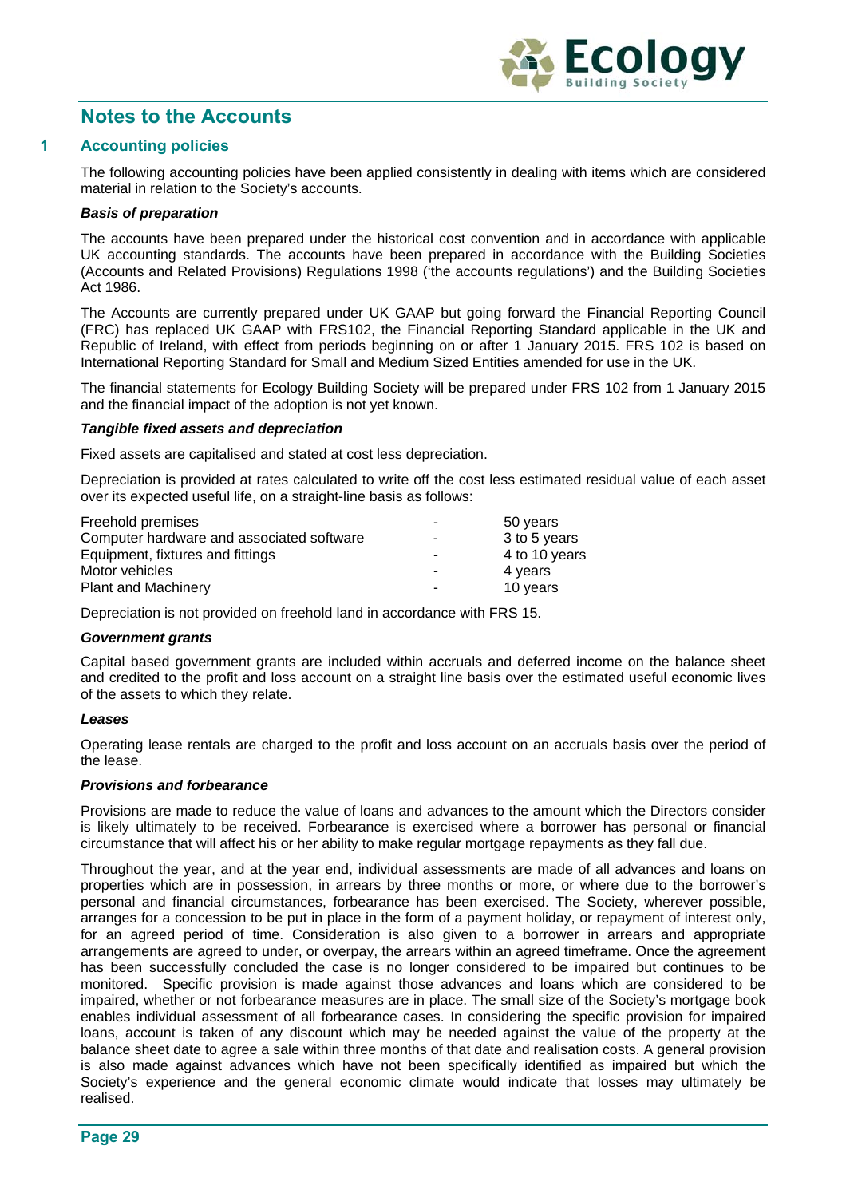# Notes to the Accounts

## 1 Accounting policies

The following accounting policies have been applied consistently in dealing with items which are considered material in relation to the Society's accounts.

### *Basis of preparation*

The accounts have been prepared under the historical cost convention and in accordance with applicable UK accounting standards. The accounts have been prepared in accordance with the Building Societies (Accounts and Related Provisions) Regulations 1998 ('the accounts regulations') and the Building Societies Act 1986.

The Accounts are currently prepared under UK GAAP but going forward the Financial Reporting Council (FRC) has replaced UK GAAP with FRS102, the Financial Reporting Standard applicable in the UK and Republic of Ireland, with effect from periods beginning on or after 1 January 2015. FRS 102 is based on International Reporting Standard for Small and Medium Sized Entities amended for use in the UK.

The financial statements for Ecology Building Society will be prepared under FRS 102 from 1 January 2015 and the financial impact of the adoption is not yet known.

### *Tangible fixed assets and depreciation*

Fixed assets are capitalised and stated at cost less depreciation.

Depreciation is provided at rates calculated to write off the cost less estimated residual value of each asset over its expected useful life, on a straight-line basis as follows:

| | | |
|---|---|---|
| Freehold premises | - | 50 years |
| Computer hardware and associated software | - | 3 to 5 years |
| Equipment, fixtures and fittings | - | 4 to 10 years |
| Motor vehicles | - | 4 years |
| Plant and Machinery | - | 10 years |

Depreciation is not provided on freehold land in accordance with FRS 15.

### *Government grants*

Capital based government grants are included within accruals and deferred income on the balance sheet and credited to the profit and loss account on a straight line basis over the estimated useful economic lives of the assets to which they relate.

### *Leases*

Operating lease rentals are charged to the profit and loss account on an accruals basis over the period of the lease.

### *Provisions and forbearance*

Provisions are made to reduce the value of loans and advances to the amount which the Directors consider is likely ultimately to be received. Forbearance is exercised where a borrower has personal or financial circumstance that will affect his or her ability to make regular mortgage repayments as they fall due.

Throughout the year, and at the year end, individual assessments are made of all advances and loans on properties which are in possession, in arrears by three months or more, or where due to the borrower's personal and financial circumstances, forbearance has been exercised. The Society, wherever possible, arranges for a concession to be put in place in the form of a payment holiday, or repayment of interest only, for an agreed period of time. Consideration is also given to a borrower in arrears and appropriate arrangements are agreed to under, or overpay, the arrears within an agreed timeframe. Once the agreement has been successfully concluded the case is no longer considered to be impaired but continues to be monitored. Specific provision is made against those advances and loans which are considered to be impaired, whether or not forbearance measures are in place. The small size of the Society's mortgage book enables individual assessment of all forbearance cases. In considering the specific provision for impaired loans, account is taken of any discount which may be needed against the value of the property at the balance sheet date to agree a sale within three months of that date and realisation costs. A general provision is also made against advances which have not been specifically identified as impaired but which the Society's experience and the general economic climate would indicate that losses may ultimately be realised.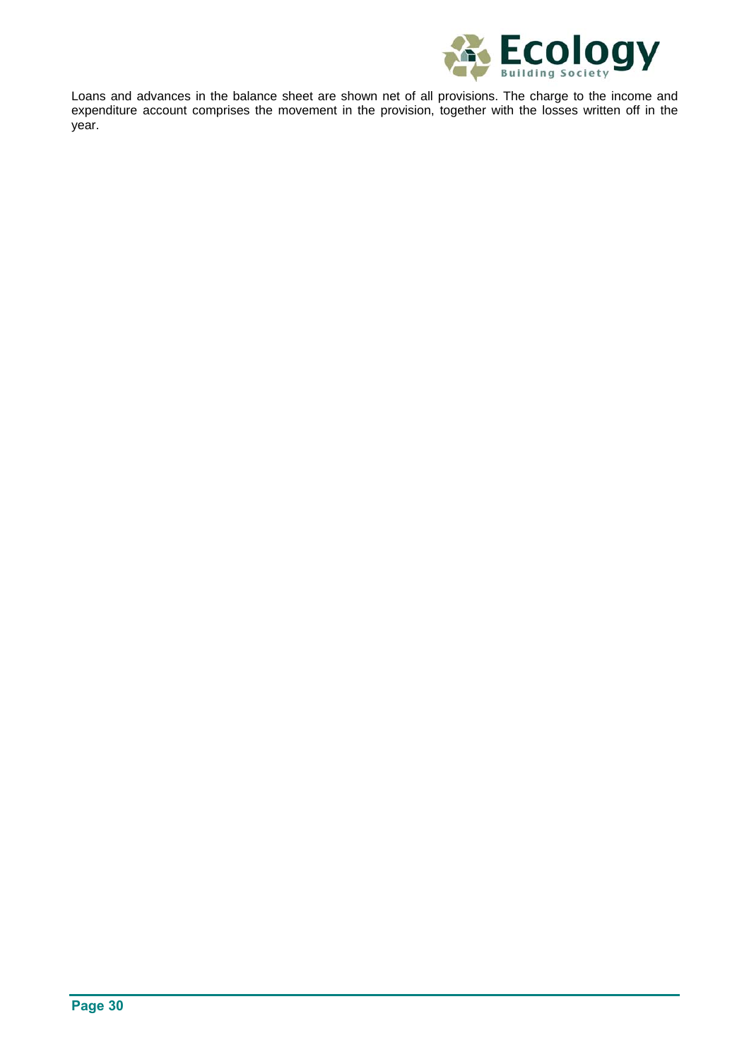Loans and advances in the balance sheet are shown net of all provisions. The charge to the income and expenditure account comprises the movement in the provision, together with the losses written off in the year.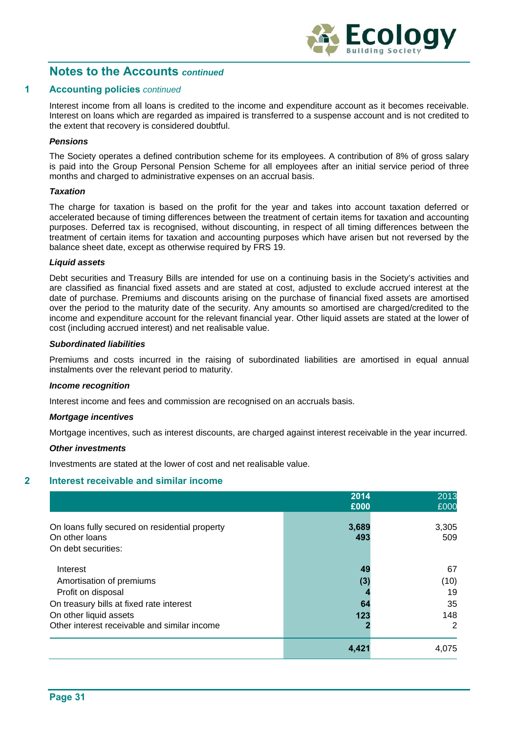## Notes to the Accounts *continued*

### 1 Accounting policies *continued*

Interest income from all loans is credited to the income and expenditure account as it becomes receivable. Interest on loans which are regarded as impaired is transferred to a suspense account and is not credited to the extent that recovery is considered doubtful.

***Pensions***

The Society operates a defined contribution scheme for its employees. A contribution of 8% of gross salary is paid into the Group Personal Pension Scheme for all employees after an initial service period of three months and charged to administrative expenses on an accrual basis.

***Taxation***

The charge for taxation is based on the profit for the year and takes into account taxation deferred or accelerated because of timing differences between the treatment of certain items for taxation and accounting purposes. Deferred tax is recognised, without discounting, in respect of all timing differences between the treatment of certain items for taxation and accounting purposes which have arisen but not reversed by the balance sheet date, except as otherwise required by FRS 19.

***Liquid assets***

Debt securities and Treasury Bills are intended for use on a continuing basis in the Society's activities and are classified as financial fixed assets and are stated at cost, adjusted to exclude accrued interest at the date of purchase. Premiums and discounts arising on the purchase of financial fixed assets are amortised over the period to the maturity date of the security. Any amounts so amortised are charged/credited to the income and expenditure account for the relevant financial year. Other liquid assets are stated at the lower of cost (including accrued interest) and net realisable value.

***Subordinated liabilities***

Premiums and costs incurred in the raising of subordinated liabilities are amortised in equal annual instalments over the relevant period to maturity.

***Income recognition***

Interest income and fees and commission are recognised on an accruals basis.

***Mortgage incentives***

Mortgage incentives, such as interest discounts, are charged against interest receivable in the year incurred.

***Other investments***

Investments are stated at the lower of cost and net realisable value.

### 2 Interest receivable and similar income

| | **2014 £000** | 2013 £000 |
|---|---|---|
| On loans fully secured on residential property | **3,689** | 3,305 |
| On other loans | **493** | 509 |
| On debt securities: | | |
| Interest | **49** | 67 |
| Amortisation of premiums | **(3)** | (10) |
| Profit on disposal | **4** | 19 |
| On treasury bills at fixed rate interest | **64** | 35 |
| On other liquid assets | **123** | 148 |
| Other interest receivable and similar income | **2** | 2 |
| | **4,421** | 4,075 |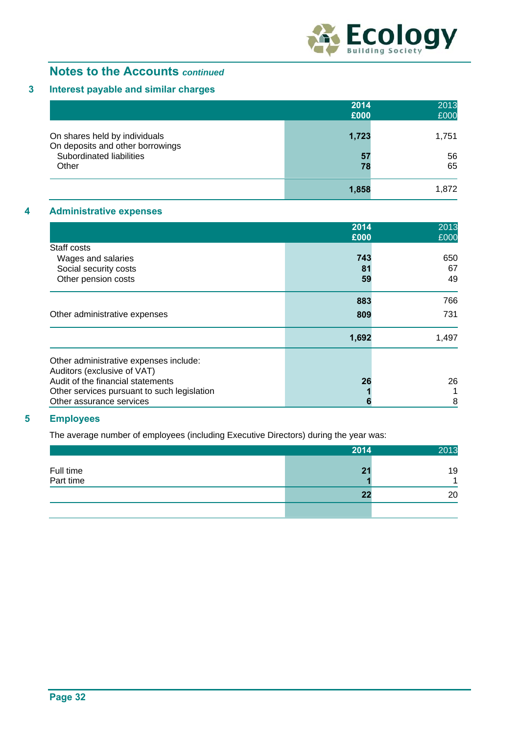## Notes to the Accounts *continued*

### 3 Interest payable and similar charges

| | 2014<br>£000 | 2013<br>£000 |
|---|---|---|
| On shares held by individuals | **1,723** | 1,751 |
| On deposits and other borrowings | | |
| Subordinated liabilities | **57** | 56 |
| Other | **78** | 65 |
| | **1,858** | 1,872 |

### 4 Administrative expenses

| | 2014<br>£000 | 2013<br>£000 |
|---|---|---|
| Staff costs | | |
| Wages and salaries | **743** | 650 |
| Social security costs | **81** | 67 |
| Other pension costs | **59** | 49 |
| | **883** | 766 |
| Other administrative expenses | **809** | 731 |
| | **1,692** | 1,497 |
| Other administrative expenses include: | | |
| Auditors (exclusive of VAT) | | |
| Audit of the financial statements | **26** | 26 |
| Other services pursuant to such legislation | **1** | 1 |
| Other assurance services | **6** | 8 |

### 5 Employees

The average number of employees (including Executive Directors) during the year was:

| | 2014 | 2013 |
|---|---|---|
| Full time | **21** | 19 |
| Part time | **1** | 1 |
| | **22** | 20 |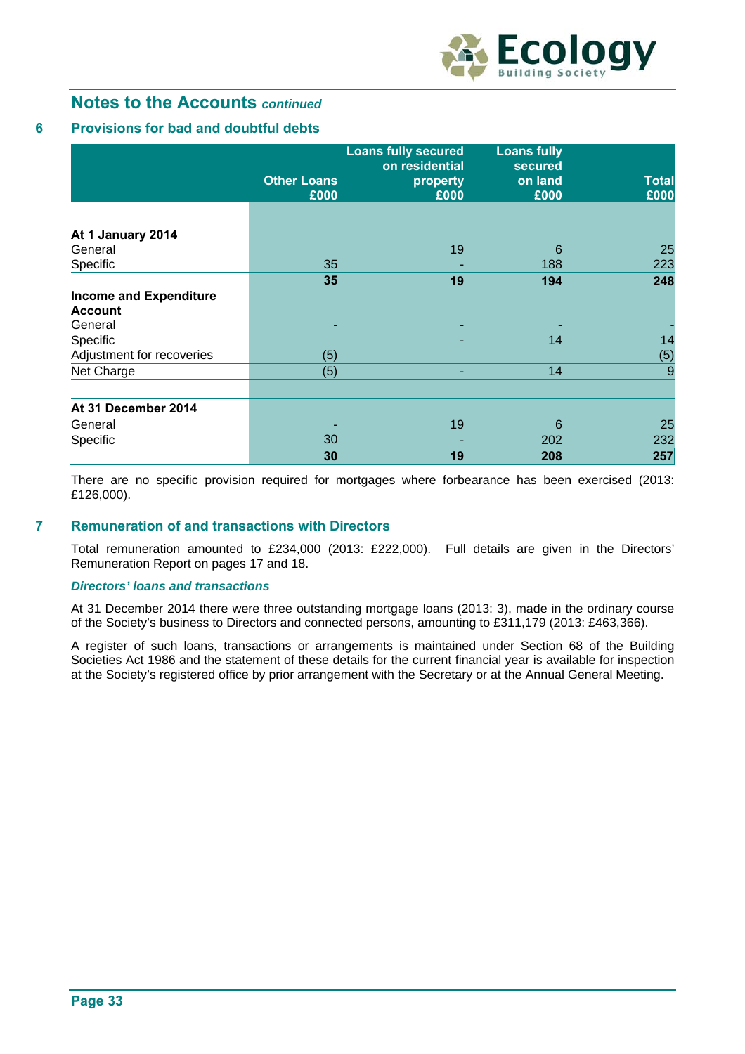## Notes to the Accounts *continued*

### 6 Provisions for bad and doubtful debts

| | Other Loans £000 | Loans fully secured on residential property £000 | Loans fully secured on land £000 | Total £000 |
|---|---|---|---|---|
| **At 1 January 2014** | | | | |
| General | | 19 | 6 | 25 |
| Specific | 35 | - | 188 | 223 |
| | **35** | **19** | **194** | **248** |
| **Income and Expenditure Account** | | | | |
| General | - | - | - | - |
| Specific | | - | 14 | 14 |
| Adjustment for recoveries | (5) | | | (5) |
| Net Charge | (5) | - | 14 | 9 |
| | | | | |
| **At 31 December 2014** | | | | |
| General | - | 19 | 6 | 25 |
| Specific | 30 | - | 202 | 232 |
| | **30** | **19** | **208** | **257** |

There are no specific provision required for mortgages where forbearance has been exercised (2013: £126,000).

### 7 Remuneration of and transactions with Directors

Total remuneration amounted to £234,000 (2013: £222,000). Full details are given in the Directors' Remuneration Report on pages 17 and 18.

***Directors' loans and transactions***

At 31 December 2014 there were three outstanding mortgage loans (2013: 3), made in the ordinary course of the Society's business to Directors and connected persons, amounting to £311,179 (2013: £463,366).

A register of such loans, transactions or arrangements is maintained under Section 68 of the Building Societies Act 1986 and the statement of these details for the current financial year is available for inspection at the Society's registered office by prior arrangement with the Secretary or at the Annual General Meeting.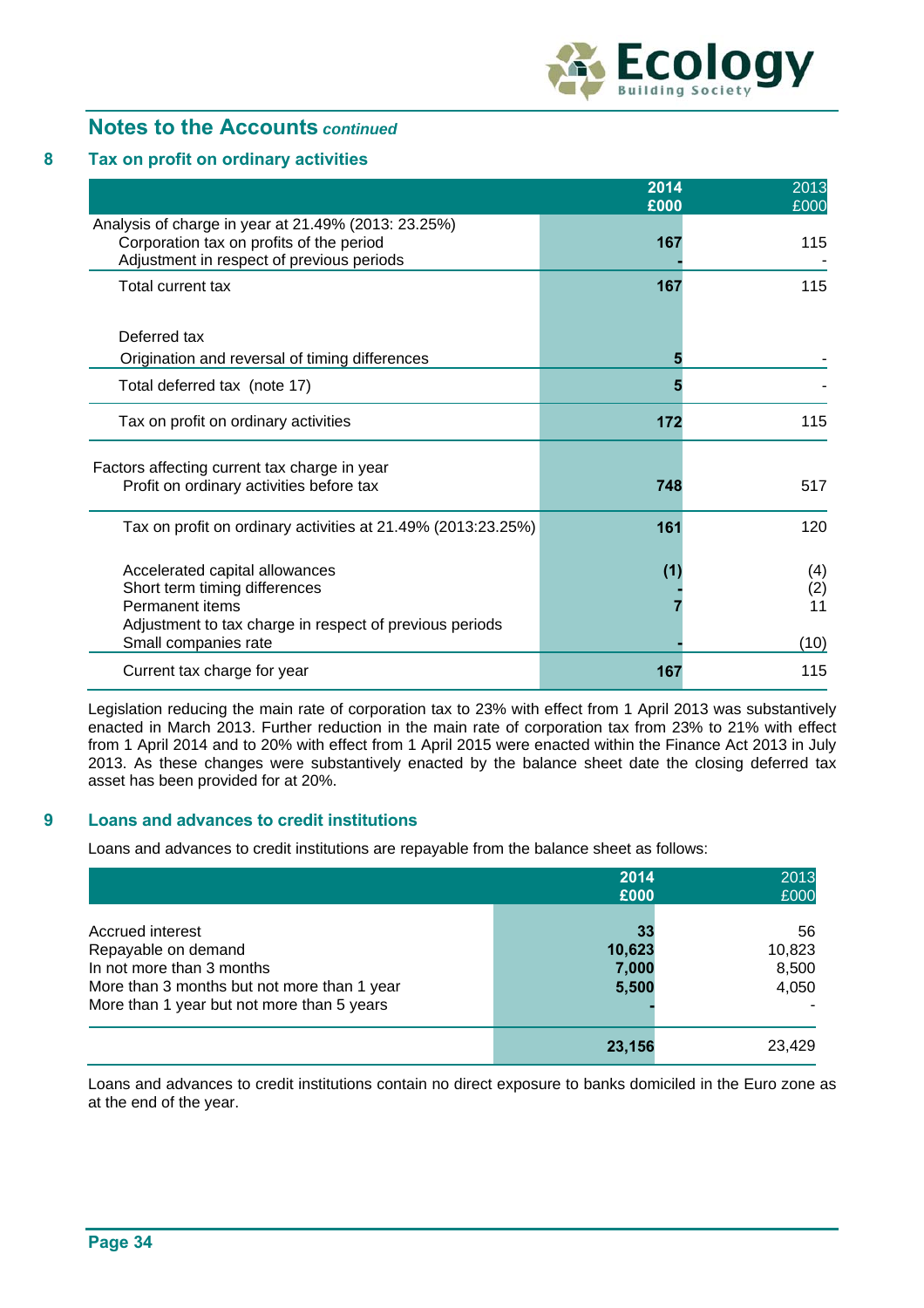## Notes to the Accounts *continued*

### 8 Tax on profit on ordinary activities

| | 2014 £000 | 2013 £000 |
|---|---|---|
| Analysis of charge in year at 21.49% (2013: 23.25%) | | |
| Corporation tax on profits of the period | **167** | 115 |
| Adjustment in respect of previous periods | **-** | - |
| Total current tax | **167** | 115 |
| Deferred tax | | |
| Origination and reversal of timing differences | **5** | - |
| Total deferred tax (note 17) | **5** | - |
| Tax on profit on ordinary activities | **172** | 115 |
| Factors affecting current tax charge in year | | |
| Profit on ordinary activities before tax | **748** | 517 |
| Tax on profit on ordinary activities at 21.49% (2013:23.25%) | **161** | 120 |
| Accelerated capital allowances | **(1)** | (4) |
| Short term timing differences | **-** | (2) |
| Permanent items | **7** | 11 |
| Adjustment to tax charge in respect of previous periods | | |
| Small companies rate | **-** | (10) |
| Current tax charge for year | **167** | 115 |

Legislation reducing the main rate of corporation tax to 23% with effect from 1 April 2013 was substantively enacted in March 2013. Further reduction in the main rate of corporation tax from 23% to 21% with effect from 1 April 2014 and to 20% with effect from 1 April 2015 were enacted within the Finance Act 2013 in July 2013. As these changes were substantively enacted by the balance sheet date the closing deferred tax asset has been provided for at 20%.

### 9 Loans and advances to credit institutions

Loans and advances to credit institutions are repayable from the balance sheet as follows:

| | 2014 £000 | 2013 £000 |
|---|---|---|
| Accrued interest | **33** | 56 |
| Repayable on demand | **10,623** | 10,823 |
| In not more than 3 months | **7,000** | 8,500 |
| More than 3 months but not more than 1 year | **5,500** | 4,050 |
| More than 1 year but not more than 5 years | **-** | - |
| | **23,156** | 23,429 |

Loans and advances to credit institutions contain no direct exposure to banks domiciled in the Euro zone as at the end of the year.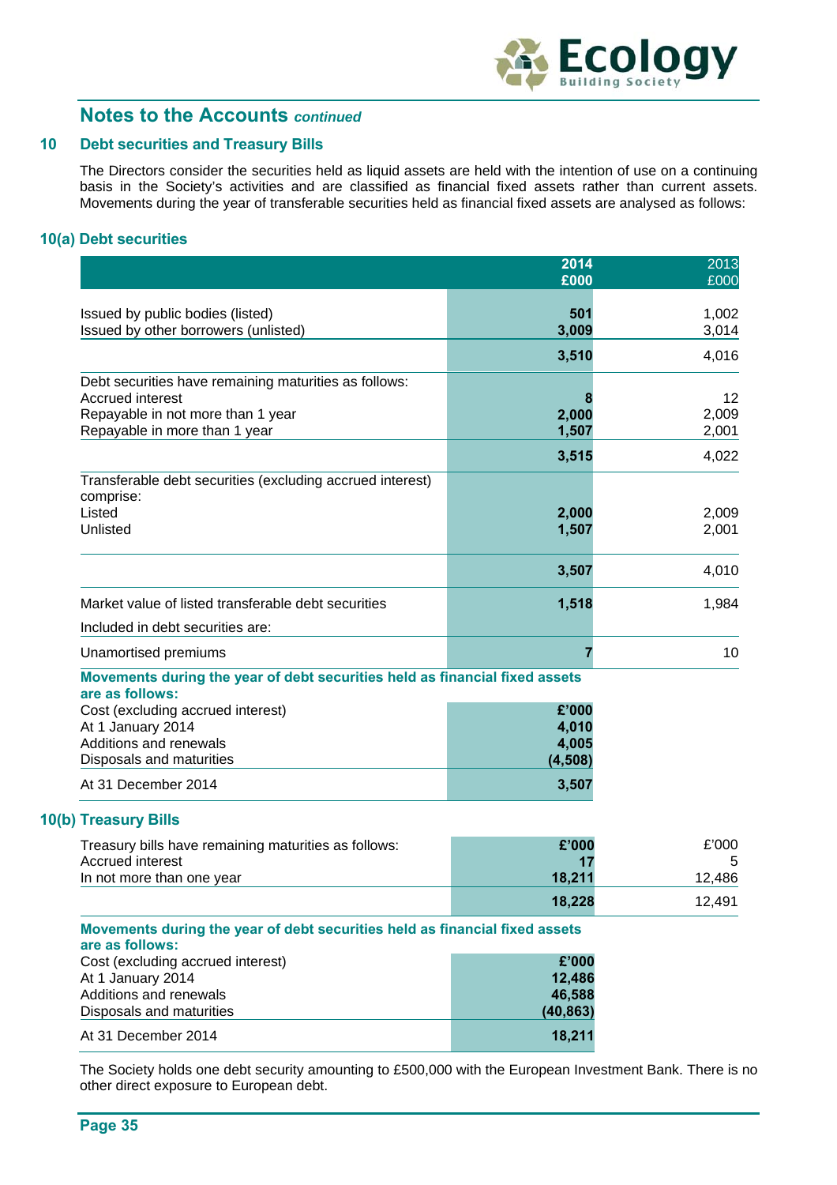## Notes to the Accounts *continued*

### 10 Debt securities and Treasury Bills

The Directors consider the securities held as liquid assets are held with the intention of use on a continuing basis in the Society's activities and are classified as financial fixed assets rather than current assets. Movements during the year of transferable securities held as financial fixed assets are analysed as follows:

#### 10(a) Debt securities

| | 2014 £000 | 2013 £000 |
|---|---|---|
| Issued by public bodies (listed) | 501 | 1,002 |
| Issued by other borrowers (unlisted) | 3,009 | 3,014 |
| | 3,510 | 4,016 |
| Debt securities have remaining maturities as follows: | | |
| Accrued interest | 8 | 12 |
| Repayable in not more than 1 year | 2,000 | 2,009 |
| Repayable in more than 1 year | 1,507 | 2,001 |
| | 3,515 | 4,022 |
| Transferable debt securities (excluding accrued interest) comprise: | | |
| Listed | 2,000 | 2,009 |
| Unlisted | 1,507 | 2,001 |
| | 3,507 | 4,010 |
| Market value of listed transferable debt securities | 1,518 | 1,984 |
| Included in debt securities are: | | |
| Unamortised premiums | 7 | 10 |

**Movements during the year of debt securities held as financial fixed assets are as follows:**

| Cost (excluding accrued interest) | £'000 |
|---|---|
| At 1 January 2014 | 4,010 |
| Additions and renewals | 4,005 |
| Disposals and maturities | (4,508) |
| At 31 December 2014 | 3,507 |

#### 10(b) Treasury Bills

| Treasury bills have remaining maturities as follows: | £'000 | £'000 |
|---|---|---|
| Accrued interest | 17 | 5 |
| In not more than one year | 18,211 | 12,486 |
| | 18,228 | 12,491 |

**Movements during the year of debt securities held as financial fixed assets are as follows:**

| Cost (excluding accrued interest) | £'000 |
|---|---|
| At 1 January 2014 | 12,486 |
| Additions and renewals | 46,588 |
| Disposals and maturities | (40,863) |
| At 31 December 2014 | 18,211 |

The Society holds one debt security amounting to £500,000 with the European Investment Bank. There is no other direct exposure to European debt.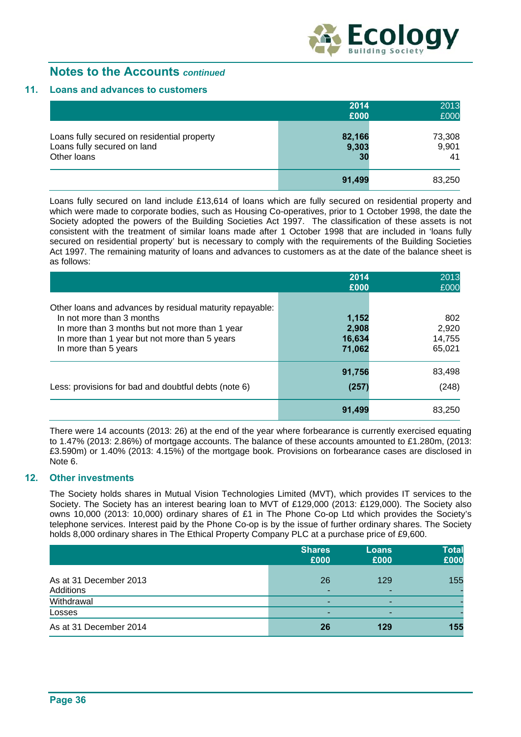## Notes to the Accounts *continued*

### 11. Loans and advances to customers

| | 2014 £000 | 2013 £000 |
|---|---|---|
| Loans fully secured on residential property | **82,166** | 73,308 |
| Loans fully secured on land | **9,303** | 9,901 |
| Other loans | **30** | 41 |
| | **91,499** | 83,250 |

Loans fully secured on land include £13,614 of loans which are fully secured on residential property and which were made to corporate bodies, such as Housing Co-operatives, prior to 1 October 1998, the date the Society adopted the powers of the Building Societies Act 1997. The classification of these assets is not consistent with the treatment of similar loans made after 1 October 1998 that are included in 'loans fully secured on residential property' but is necessary to comply with the requirements of the Building Societies Act 1997. The remaining maturity of loans and advances to customers as at the date of the balance sheet is as follows:

| | 2014 £000 | 2013 £000 |
|---|---|---|
| Other loans and advances by residual maturity repayable: | | |
| In not more than 3 months | **1,152** | 802 |
| In more than 3 months but not more than 1 year | **2,908** | 2,920 |
| In more than 1 year but not more than 5 years | **16,634** | 14,755 |
| In more than 5 years | **71,062** | 65,021 |
| | **91,756** | 83,498 |
| Less: provisions for bad and doubtful debts (note 6) | **(257)** | (248) |
| | **91,499** | 83,250 |

There were 14 accounts (2013: 26) at the end of the year where forbearance is currently exercised equating to 1.47% (2013: 2.86%) of mortgage accounts. The balance of these accounts amounted to £1.280m, (2013: £3.590m) or 1.40% (2013: 4.15%) of the mortgage book. Provisions on forbearance cases are disclosed in Note 6.

### 12. Other investments

The Society holds shares in Mutual Vision Technologies Limited (MVT), which provides IT services to the Society. The Society has an interest bearing loan to MVT of £129,000 (2013: £129,000). The Society also owns 10,000 (2013: 10,000) ordinary shares of £1 in The Phone Co-op Ltd which provides the Society's telephone services. Interest paid by the Phone Co-op is by the issue of further ordinary shares. The Society holds 8,000 ordinary shares in The Ethical Property Company PLC at a purchase price of £9,600.

| | Shares £000 | Loans £000 | Total £000 |
|---|---|---|---|
| As at 31 December 2013 | 26 | 129 | 155 |
| Additions | - | - | - |
| Withdrawal | - | - | - |
| Losses | - | - | - |
| As at 31 December 2014 | **26** | **129** | **155** |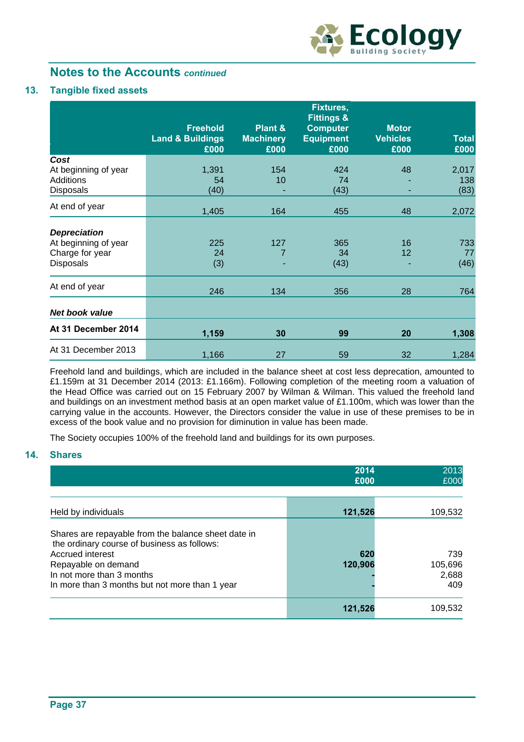## Notes to the Accounts *continued*

### 13. Tangible fixed assets

| | Freehold Land & Buildings £000 | Plant & Machinery £000 | Fixtures, Fittings & Computer Equipment £000 | Motor Vehicles £000 | Total £000 |
|---|---|---|---|---|---|
| ***Cost*** | | | | | |
| At beginning of year | 1,391 | 154 | 424 | 48 | 2,017 |
| Additions | 54 | 10 | 74 | - | 138 |
| Disposals | (40) | - | (43) | - | (83) |
| At end of year | 1,405 | 164 | 455 | 48 | 2,072 |
| ***Depreciation*** | | | | | |
| At beginning of year | 225 | 127 | 365 | 16 | 733 |
| Charge for year | 24 | 7 | 34 | 12 | 77 |
| Disposals | (3) | - | (43) | - | (46) |
| At end of year | 246 | 134 | 356 | 28 | 764 |
| ***Net book value*** | | | | | |
| **At 31 December 2014** | **1,159** | **30** | **99** | **20** | **1,308** |
| At 31 December 2013 | 1,166 | 27 | 59 | 32 | 1,284 |

Freehold land and buildings, which are included in the balance sheet at cost less deprecation, amounted to £1.159m at 31 December 2014 (2013: £1.166m). Following completion of the meeting room a valuation of the Head Office was carried out on 15 February 2007 by Wilman & Wilman. This valued the freehold land and buildings on an investment method basis at an open market value of £1.100m, which was lower than the carrying value in the accounts. However, the Directors consider the value in use of these premises to be in excess of the book value and no provision for diminution in value has been made.

The Society occupies 100% of the freehold land and buildings for its own purposes.

### 14. Shares

| | 2014 £000 | 2013 £000 |
|---|---|---|
| Held by individuals | **121,526** | 109,532 |
| Shares are repayable from the balance sheet date in the ordinary course of business as follows: | | |
| Accrued interest | **620** | 739 |
| Repayable on demand | **120,906** | 105,696 |
| In not more than 3 months | **-** | 2,688 |
| In more than 3 months but not more than 1 year | **-** | 409 |
| | **121,526** | 109,532 |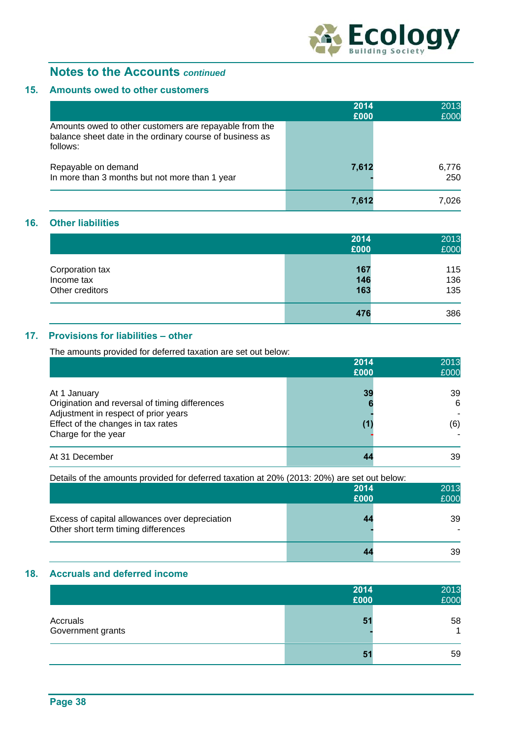## Notes to the Accounts *continued*

### 15. Amounts owed to other customers

| | 2014 £000 | 2013 £000 |
|---|---|---|
| Amounts owed to other customers are repayable from the balance sheet date in the ordinary course of business as follows: | | |
| Repayable on demand | **7,612** | 6,776 |
| In more than 3 months but not more than 1 year | **-** | 250 |
| | **7,612** | 7,026 |

### 16. Other liabilities

| | 2014 £000 | 2013 £000 |
|---|---|---|
| Corporation tax | **167** | 115 |
| Income tax | **146** | 136 |
| Other creditors | **163** | 135 |
| | **476** | 386 |

### 17. Provisions for liabilities – other

The amounts provided for deferred taxation are set out below:

| | 2014 £000 | 2013 £000 |
|---|---|---|
| At 1 January | **39** | 39 |
| Origination and reversal of timing differences | **6** | 6 |
| Adjustment in respect of prior years | **-** | - |
| Effect of the changes in tax rates | **(1)** | (6) |
| Charge for the year | **-** | - |
| At 31 December | **44** | 39 |

Details of the amounts provided for deferred taxation at 20% (2013: 20%) are set out below:

| | 2014 £000 | 2013 £000 |
|---|---|---|
| Excess of capital allowances over depreciation | **44** | 39 |
| Other short term timing differences | **-** | - |
| | **44** | 39 |

### 18. Accruals and deferred income

| | 2014 £000 | 2013 £000 |
|---|---|---|
| Accruals | **51** | 58 |
| Government grants | **-** | 1 |
| | **51** | 59 |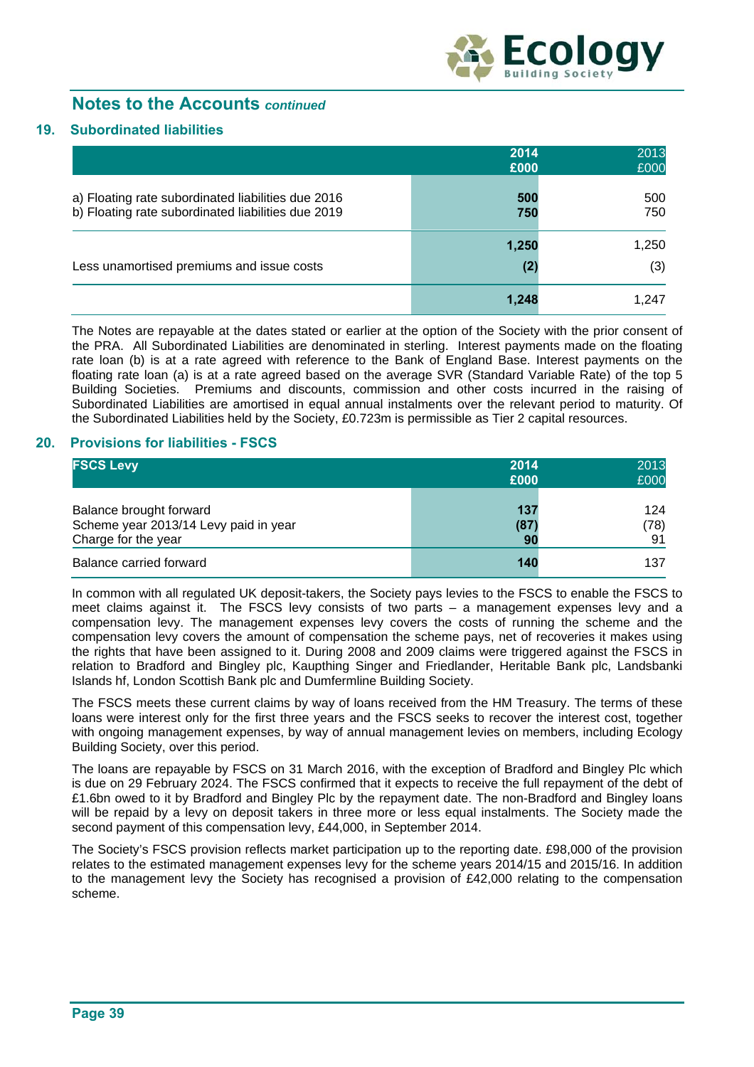## Notes to the Accounts *continued*

### 19. Subordinated liabilities

| | 2014 £000 | 2013 £000 |
|---|---|---|
| a) Floating rate subordinated liabilities due 2016 | **500** | 500 |
| b) Floating rate subordinated liabilities due 2019 | **750** | 750 |
| | **1,250** | 1,250 |
| Less unamortised premiums and issue costs | **(2)** | (3) |
| | **1,248** | 1,247 |

The Notes are repayable at the dates stated or earlier at the option of the Society with the prior consent of the PRA. All Subordinated Liabilities are denominated in sterling. Interest payments made on the floating rate loan (b) is at a rate agreed with reference to the Bank of England Base. Interest payments on the floating rate loan (a) is at a rate agreed based on the average SVR (Standard Variable Rate) of the top 5 Building Societies. Premiums and discounts, commission and other costs incurred in the raising of Subordinated Liabilities are amortised in equal annual instalments over the relevant period to maturity. Of the Subordinated Liabilities held by the Society, £0.723m is permissible as Tier 2 capital resources.

### 20. Provisions for liabilities - FSCS

| FSCS Levy | 2014 £000 | 2013 £000 |
|---|---|---|
| Balance brought forward | **137** | 124 |
| Scheme year 2013/14 Levy paid in year | **(87)** | (78) |
| Charge for the year | **90** | 91 |
| Balance carried forward | **140** | 137 |

In common with all regulated UK deposit-takers, the Society pays levies to the FSCS to enable the FSCS to meet claims against it. The FSCS levy consists of two parts – a management expenses levy and a compensation levy. The management expenses levy covers the costs of running the scheme and the compensation levy covers the amount of compensation the scheme pays, net of recoveries it makes using the rights that have been assigned to it. During 2008 and 2009 claims were triggered against the FSCS in relation to Bradford and Bingley plc, Kaupthing Singer and Friedlander, Heritable Bank plc, Landsbanki Islands hf, London Scottish Bank plc and Dumfermline Building Society.

The FSCS meets these current claims by way of loans received from the HM Treasury. The terms of these loans were interest only for the first three years and the FSCS seeks to recover the interest cost, together with ongoing management expenses, by way of annual management levies on members, including Ecology Building Society, over this period.

The loans are repayable by FSCS on 31 March 2016, with the exception of Bradford and Bingley Plc which is due on 29 February 2024. The FSCS confirmed that it expects to receive the full repayment of the debt of £1.6bn owed to it by Bradford and Bingley Plc by the repayment date. The non-Bradford and Bingley loans will be repaid by a levy on deposit takers in three more or less equal instalments. The Society made the second payment of this compensation levy, £44,000, in September 2014.

The Society's FSCS provision reflects market participation up to the reporting date. £98,000 of the provision relates to the estimated management expenses levy for the scheme years 2014/15 and 2015/16. In addition to the management levy the Society has recognised a provision of £42,000 relating to the compensation scheme.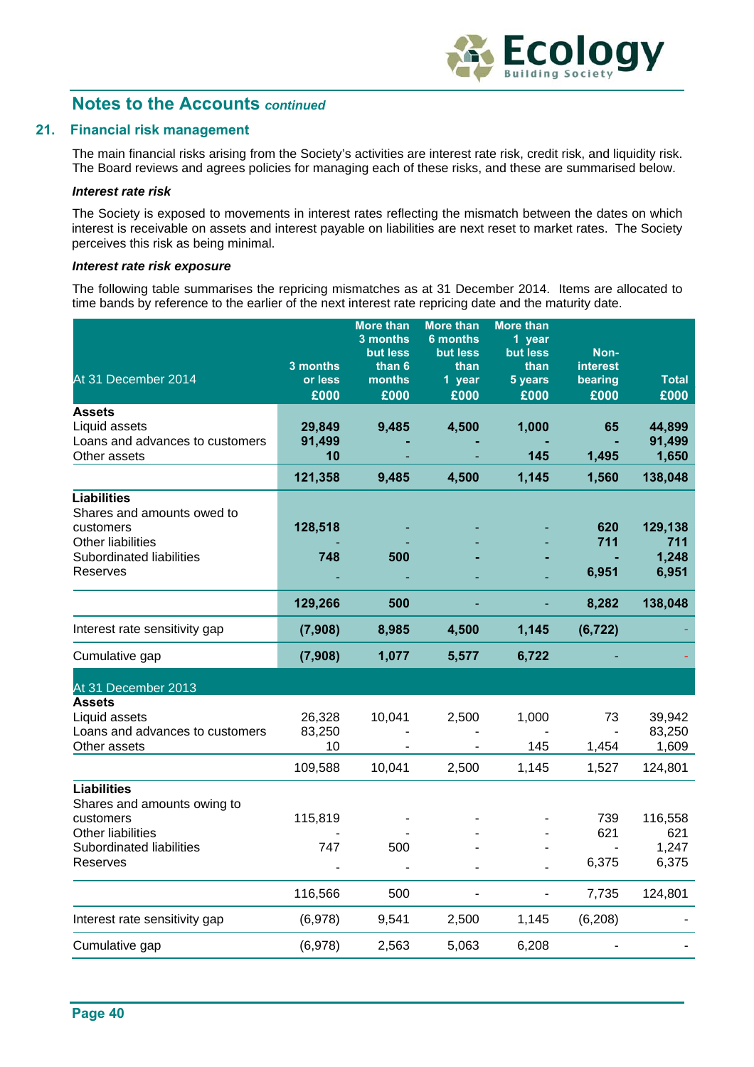## Notes to the Accounts *continued*

### 21. Financial risk management

The main financial risks arising from the Society's activities are interest rate risk, credit risk, and liquidity risk. The Board reviews and agrees policies for managing each of these risks, and these are summarised below.

***Interest rate risk***

The Society is exposed to movements in interest rates reflecting the mismatch between the dates on which interest is receivable on assets and interest payable on liabilities are next reset to market rates. The Society perceives this risk as being minimal.

***Interest rate risk exposure***

The following table summarises the repricing mismatches as at 31 December 2014. Items are allocated to time bands by reference to the earlier of the next interest rate repricing date and the maturity date.

| At 31 December 2014 | 3 months or less £000 | More than 3 months but less than 6 months £000 | More than 6 months but less than 1 year £000 | More than 1 year but less than 5 years £000 | Non-interest bearing £000 | Total £000 |
|---|---|---|---|---|---|---|
| **Assets** | | | | | | |
| Liquid assets | **29,849** | **9,485** | **4,500** | **1,000** | **65** | **44,899** |
| Loans and advances to customers | **91,499** | **-** | **-** | **-** | **-** | **91,499** |
| Other assets | **10** | - | - | **145** | **1,495** | **1,650** |
| | **121,358** | **9,485** | **4,500** | **1,145** | **1,560** | **138,048** |
| **Liabilities** | | | | | | |
| Shares and amounts owed to customers | **128,518** | - | - | - | **620** | **129,138** |
| Other liabilities | - | - | - | - | **711** | **711** |
| Subordinated liabilities | **748** | **500** | **-** | **-** | **-** | **1,248** |
| Reserves | - | - | - | - | **6,951** | **6,951** |
| | **129,266** | **500** | - | - | **8,282** | **138,048** |
| Interest rate sensitivity gap | **(7,908)** | **8,985** | **4,500** | **1,145** | **(6,722)** | - |
| Cumulative gap | **(7,908)** | **1,077** | **5,577** | **6,722** | - | - |
| **At 31 December 2013** | | | | | | |
| **Assets** | | | | | | |
| Liquid assets | 26,328 | 10,041 | 2,500 | 1,000 | 73 | 39,942 |
| Loans and advances to customers | 83,250 | - | - | - | - | 83,250 |
| Other assets | 10 | - | - | 145 | 1,454 | 1,609 |
| | 109,588 | 10,041 | 2,500 | 1,145 | 1,527 | 124,801 |
| **Liabilities** | | | | | | |
| Shares and amounts owing to customers | 115,819 | - | - | - | 739 | 116,558 |
| Other liabilities | - | - | - | - | 621 | 621 |
| Subordinated liabilities | 747 | 500 | - | - | - | 1,247 |
| Reserves | - | - | - | - | 6,375 | 6,375 |
| | 116,566 | 500 | - | - | 7,735 | 124,801 |
| Interest rate sensitivity gap | (6,978) | 9,541 | 2,500 | 1,145 | (6,208) | - |
| Cumulative gap | (6,978) | 2,563 | 5,063 | 6,208 | - | - |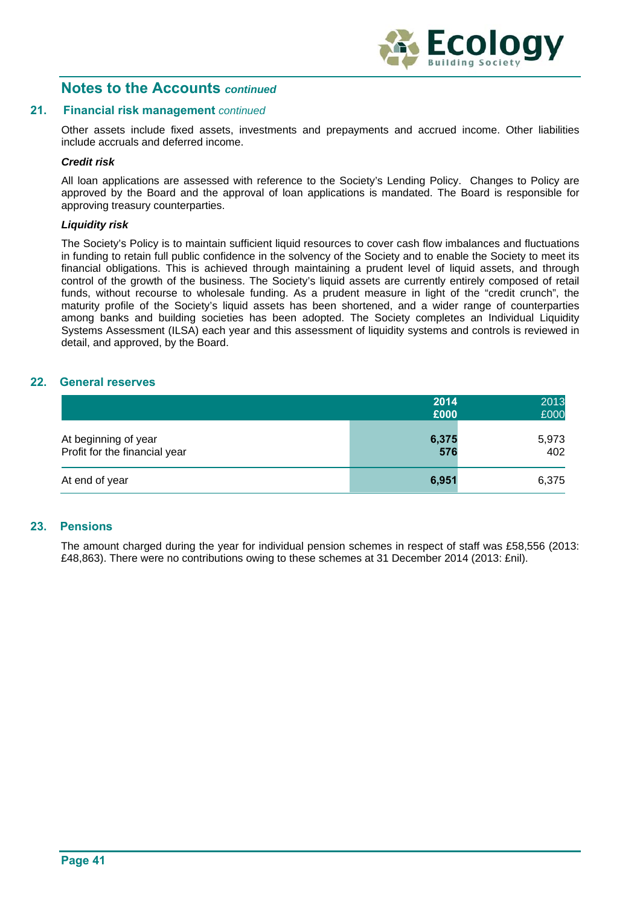## Notes to the Accounts *continued*

### 21. Financial risk management *continued*

Other assets include fixed assets, investments and prepayments and accrued income. Other liabilities include accruals and deferred income.

***Credit risk***

All loan applications are assessed with reference to the Society's Lending Policy. Changes to Policy are approved by the Board and the approval of loan applications is mandated. The Board is responsible for approving treasury counterparties.

***Liquidity risk***

The Society's Policy is to maintain sufficient liquid resources to cover cash flow imbalances and fluctuations in funding to retain full public confidence in the solvency of the Society and to enable the Society to meet its financial obligations. This is achieved through maintaining a prudent level of liquid assets, and through control of the growth of the business. The Society's liquid assets are currently entirely composed of retail funds, without recourse to wholesale funding. As a prudent measure in light of the "credit crunch", the maturity profile of the Society's liquid assets has been shortened, and a wider range of counterparties among banks and building societies has been adopted. The Society completes an Individual Liquidity Systems Assessment (ILSA) each year and this assessment of liquidity systems and controls is reviewed in detail, and approved, by the Board.

### 22. General reserves

| | **2014 £000** | 2013 £000 |
|---|---|---|
| At beginning of year | **6,375** | 5,973 |
| Profit for the financial year | **576** | 402 |
| At end of year | **6,951** | 6,375 |

### 23. Pensions

The amount charged during the year for individual pension schemes in respect of staff was £58,556 (2013: £48,863). There were no contributions owing to these schemes at 31 December 2014 (2013: £nil).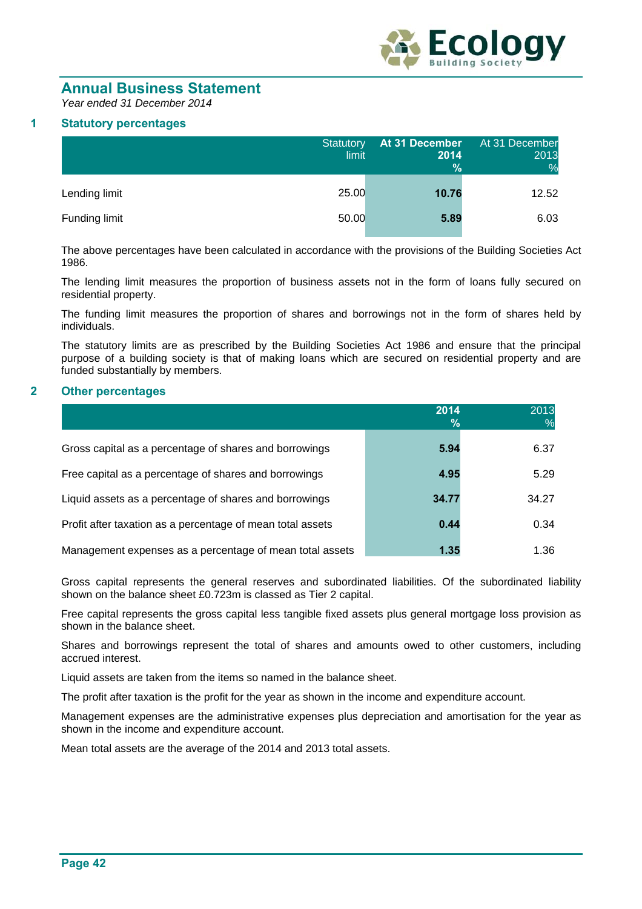# Annual Business Statement

*Year ended 31 December 2014*

## 1 Statutory percentages

| | Statutory limit | At 31 December 2014 % | At 31 December 2013 % |
|---|---|---|---|
| Lending limit | 25.00 | **10.76** | 12.52 |
| Funding limit | 50.00 | **5.89** | 6.03 |

The above percentages have been calculated in accordance with the provisions of the Building Societies Act 1986.

The lending limit measures the proportion of business assets not in the form of loans fully secured on residential property.

The funding limit measures the proportion of shares and borrowings not in the form of shares held by individuals.

The statutory limits are as prescribed by the Building Societies Act 1986 and ensure that the principal purpose of a building society is that of making loans which are secured on residential property and are funded substantially by members.

## 2 Other percentages

| | 2014 % | 2013 % |
|---|---|---|
| Gross capital as a percentage of shares and borrowings | **5.94** | 6.37 |
| Free capital as a percentage of shares and borrowings | **4.95** | 5.29 |
| Liquid assets as a percentage of shares and borrowings | **34.77** | 34.27 |
| Profit after taxation as a percentage of mean total assets | **0.44** | 0.34 |
| Management expenses as a percentage of mean total assets | **1.35** | 1.36 |

Gross capital represents the general reserves and subordinated liabilities. Of the subordinated liability shown on the balance sheet £0.723m is classed as Tier 2 capital.

Free capital represents the gross capital less tangible fixed assets plus general mortgage loss provision as shown in the balance sheet.

Shares and borrowings represent the total of shares and amounts owed to other customers, including accrued interest.

Liquid assets are taken from the items so named in the balance sheet.

The profit after taxation is the profit for the year as shown in the income and expenditure account.

Management expenses are the administrative expenses plus depreciation and amortisation for the year as shown in the income and expenditure account.

Mean total assets are the average of the 2014 and 2013 total assets.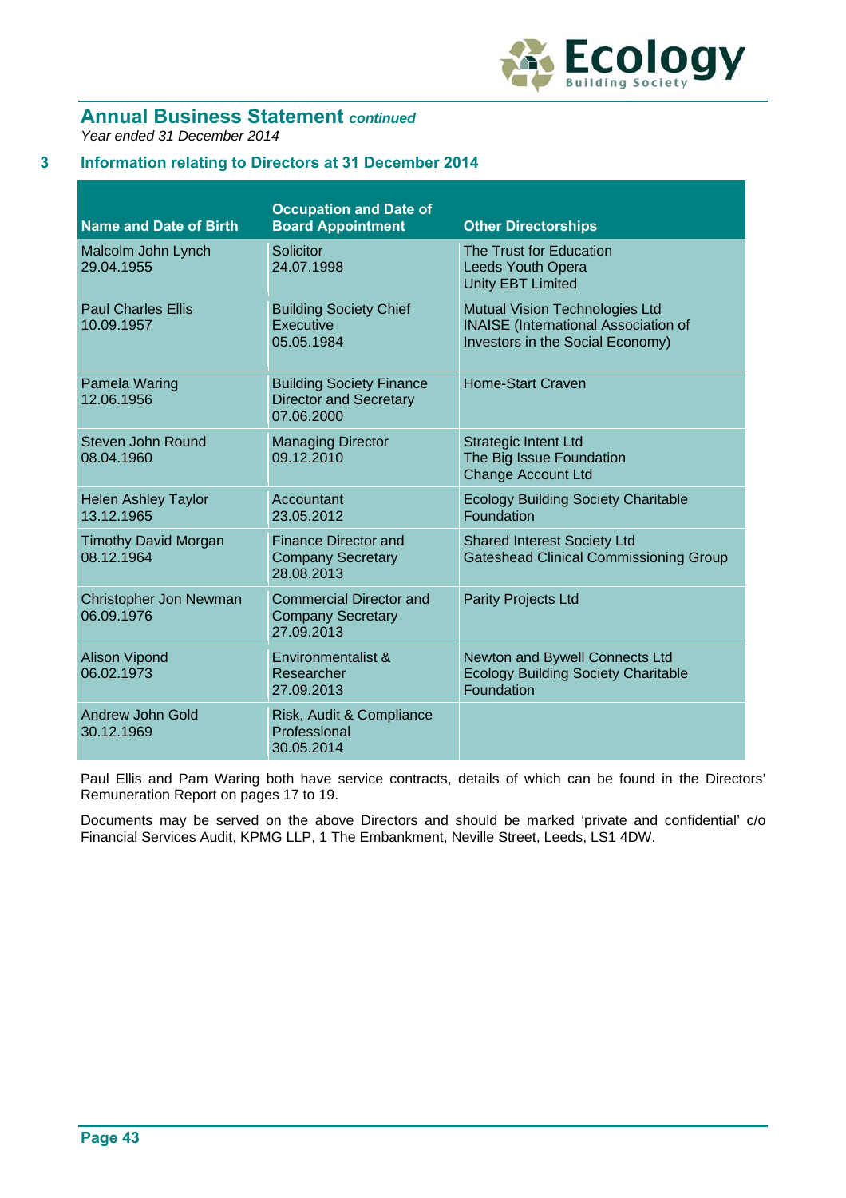## Annual Business Statement *continued*

*Year ended 31 December 2014*

### 3 Information relating to Directors at 31 December 2014

| Name and Date of Birth | Occupation and Date of Board Appointment | Other Directorships |
|---|---|---|
| Malcolm John Lynch<br>29.04.1955 | Solicitor<br>24.07.1998 | The Trust for Education<br>Leeds Youth Opera<br>Unity EBT Limited |
| Paul Charles Ellis<br>10.09.1957 | Building Society Chief Executive<br>05.05.1984 | Mutual Vision Technologies Ltd<br>INAISE (International Association of Investors in the Social Economy) |
| Pamela Waring<br>12.06.1956 | Building Society Finance Director and Secretary<br>07.06.2000 | Home-Start Craven |
| Steven John Round<br>08.04.1960 | Managing Director<br>09.12.2010 | Strategic Intent Ltd<br>The Big Issue Foundation<br>Change Account Ltd |
| Helen Ashley Taylor<br>13.12.1965 | Accountant<br>23.05.2012 | Ecology Building Society Charitable Foundation |
| Timothy David Morgan<br>08.12.1964 | Finance Director and Company Secretary<br>28.08.2013 | Shared Interest Society Ltd<br>Gateshead Clinical Commissioning Group |
| Christopher Jon Newman<br>06.09.1976 | Commercial Director and Company Secretary<br>27.09.2013 | Parity Projects Ltd |
| Alison Vipond<br>06.02.1973 | Environmentalist & Researcher<br>27.09.2013 | Newton and Bywell Connects Ltd<br>Ecology Building Society Charitable Foundation |
| Andrew John Gold<br>30.12.1969 | Risk, Audit & Compliance Professional<br>30.05.2014 | |

Paul Ellis and Pam Waring both have service contracts, details of which can be found in the Directors' Remuneration Report on pages 17 to 19.

Documents may be served on the above Directors and should be marked 'private and confidential' c/o Financial Services Audit, KPMG LLP, 1 The Embankment, Neville Street, Leeds, LS1 4DW.